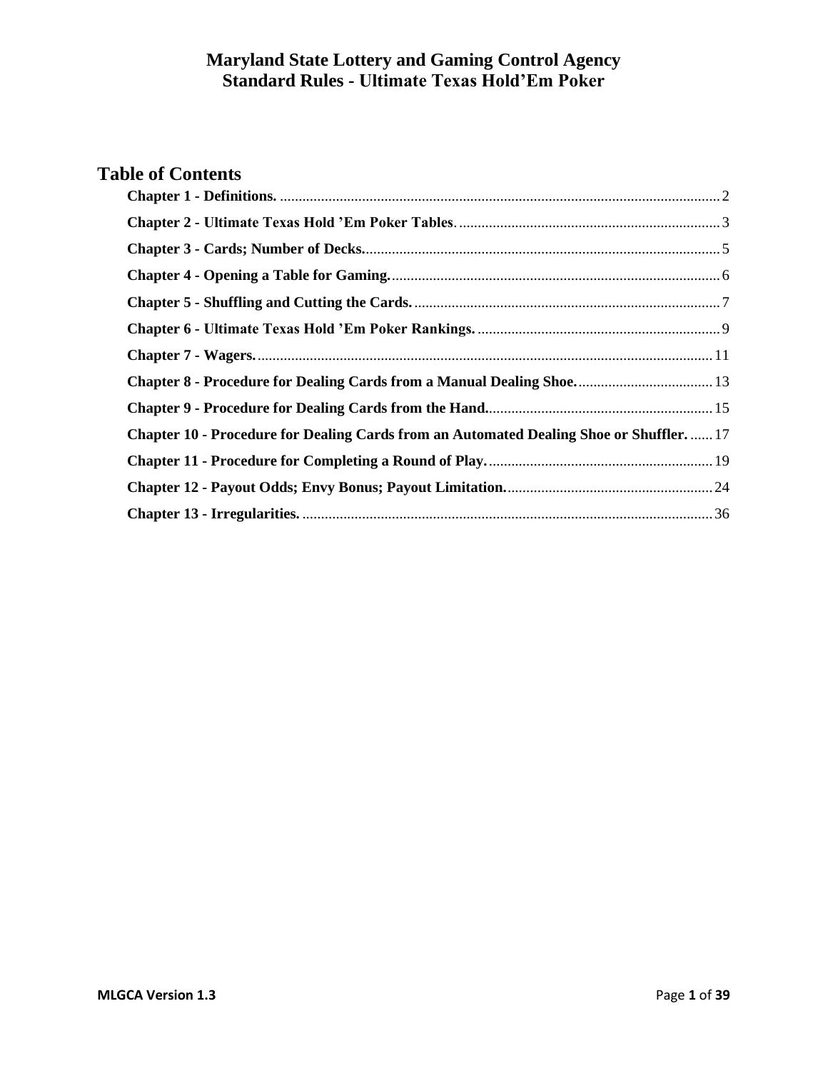# Maryland State Lottery and Gaming Control Agency
# Standard Rules - Ultimate Texas Hold'Em Poker

## Table of Contents

**Chapter 1 - Definitions.** .......... 2

**Chapter 2 - Ultimate Texas Hold 'Em Poker Tables**. .......... 3

**Chapter 3 - Cards; Number of Decks.** .......... 5

**Chapter 4 - Opening a Table for Gaming.** .......... 6

**Chapter 5 - Shuffling and Cutting the Cards.** .......... 7

**Chapter 6 - Ultimate Texas Hold 'Em Poker Rankings.** .......... 9

**Chapter 7 - Wagers.** .......... 11

**Chapter 8 - Procedure for Dealing Cards from a Manual Dealing Shoe.** .......... 13

**Chapter 9 - Procedure for Dealing Cards from the Hand.** .......... 15

**Chapter 10 - Procedure for Dealing Cards from an Automated Dealing Shoe or Shuffler.** .......... 17

**Chapter 11 - Procedure for Completing a Round of Play.** .......... 19

**Chapter 12 - Payout Odds; Envy Bonus; Payout Limitation.** .......... 24

**Chapter 13 - Irregularities.** .......... 36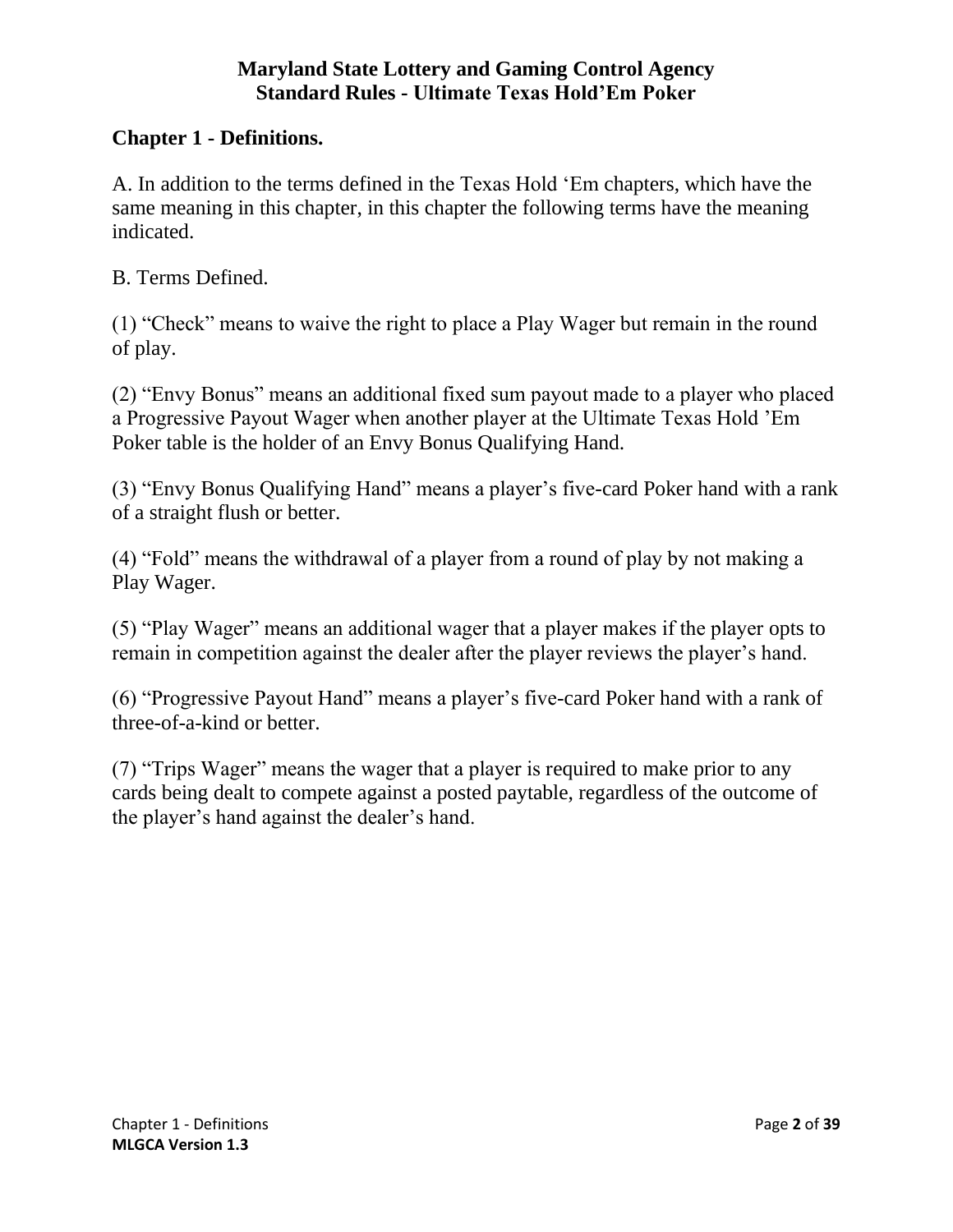**Maryland State Lottery and Gaming Control Agency**
**Standard Rules - Ultimate Texas Hold'Em Poker**

## Chapter 1 - Definitions.

A. In addition to the terms defined in the Texas Hold 'Em chapters, which have the same meaning in this chapter, in this chapter the following terms have the meaning indicated.

B. Terms Defined.

(1) "Check" means to waive the right to place a Play Wager but remain in the round of play.

(2) "Envy Bonus" means an additional fixed sum payout made to a player who placed a Progressive Payout Wager when another player at the Ultimate Texas Hold 'Em Poker table is the holder of an Envy Bonus Qualifying Hand.

(3) "Envy Bonus Qualifying Hand" means a player's five-card Poker hand with a rank of a straight flush or better.

(4) "Fold" means the withdrawal of a player from a round of play by not making a Play Wager.

(5) "Play Wager" means an additional wager that a player makes if the player opts to remain in competition against the dealer after the player reviews the player's hand.

(6) "Progressive Payout Hand" means a player's five-card Poker hand with a rank of three-of-a-kind or better.

(7) "Trips Wager" means the wager that a player is required to make prior to any cards being dealt to compete against a posted paytable, regardless of the outcome of the player's hand against the dealer's hand.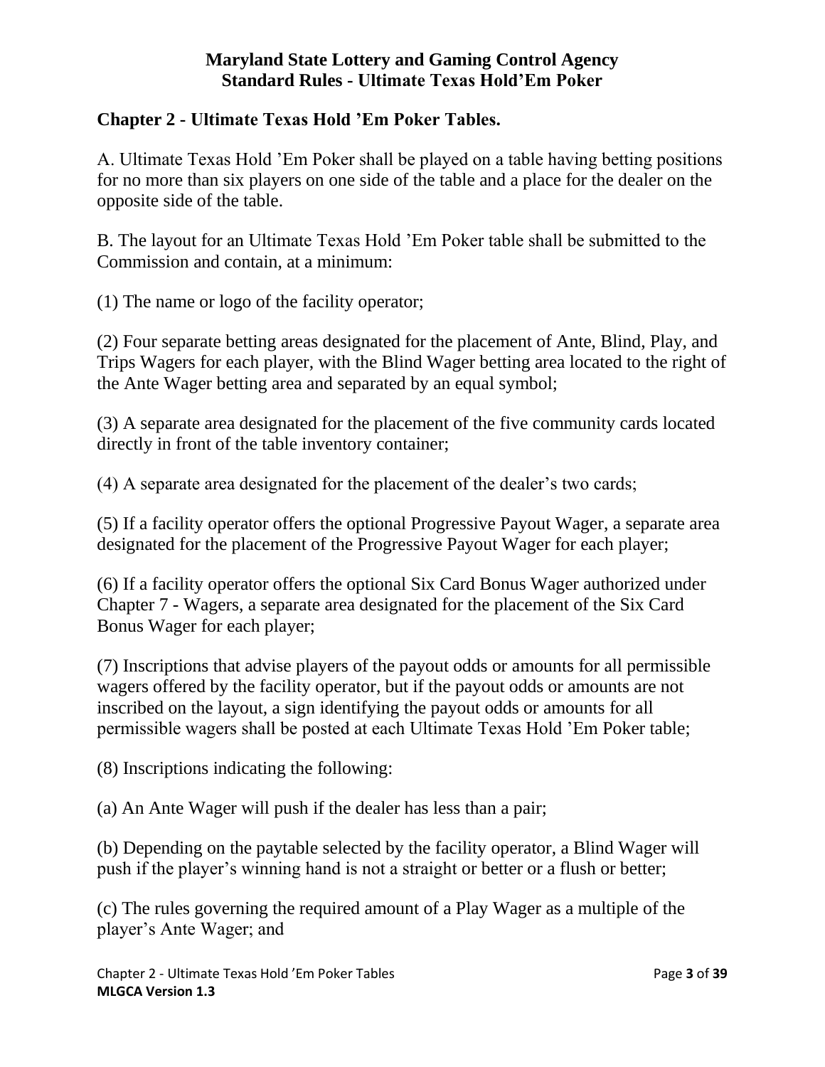## Chapter 2 - Ultimate Texas Hold 'Em Poker Tables.

A. Ultimate Texas Hold 'Em Poker shall be played on a table having betting positions for no more than six players on one side of the table and a place for the dealer on the opposite side of the table.

B. The layout for an Ultimate Texas Hold 'Em Poker table shall be submitted to the Commission and contain, at a minimum:

(1) The name or logo of the facility operator;

(2) Four separate betting areas designated for the placement of Ante, Blind, Play, and Trips Wagers for each player, with the Blind Wager betting area located to the right of the Ante Wager betting area and separated by an equal symbol;

(3) A separate area designated for the placement of the five community cards located directly in front of the table inventory container;

(4) A separate area designated for the placement of the dealer's two cards;

(5) If a facility operator offers the optional Progressive Payout Wager, a separate area designated for the placement of the Progressive Payout Wager for each player;

(6) If a facility operator offers the optional Six Card Bonus Wager authorized under Chapter 7 - Wagers, a separate area designated for the placement of the Six Card Bonus Wager for each player;

(7) Inscriptions that advise players of the payout odds or amounts for all permissible wagers offered by the facility operator, but if the payout odds or amounts are not inscribed on the layout, a sign identifying the payout odds or amounts for all permissible wagers shall be posted at each Ultimate Texas Hold 'Em Poker table;

(8) Inscriptions indicating the following:

(a) An Ante Wager will push if the dealer has less than a pair;

(b) Depending on the paytable selected by the facility operator, a Blind Wager will push if the player's winning hand is not a straight or better or a flush or better;

(c) The rules governing the required amount of a Play Wager as a multiple of the player's Ante Wager; and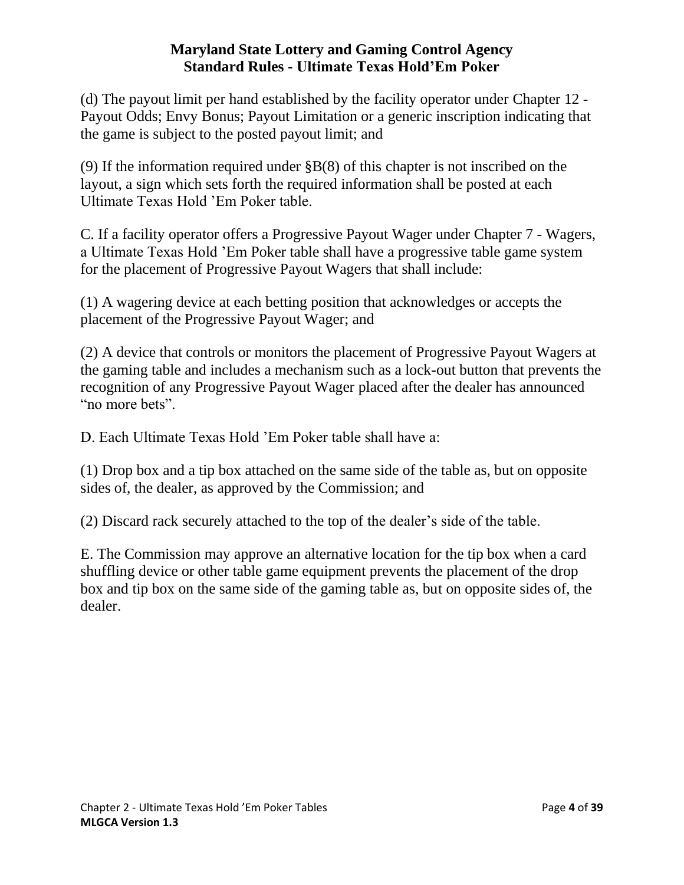(d) The payout limit per hand established by the facility operator under Chapter 12 - Payout Odds; Envy Bonus; Payout Limitation or a generic inscription indicating that the game is subject to the posted payout limit; and

(9) If the information required under §B(8) of this chapter is not inscribed on the layout, a sign which sets forth the required information shall be posted at each Ultimate Texas Hold ’Em Poker table.

C. If a facility operator offers a Progressive Payout Wager under Chapter 7 - Wagers, a Ultimate Texas Hold ’Em Poker table shall have a progressive table game system for the placement of Progressive Payout Wagers that shall include:

(1) A wagering device at each betting position that acknowledges or accepts the placement of the Progressive Payout Wager; and

(2) A device that controls or monitors the placement of Progressive Payout Wagers at the gaming table and includes a mechanism such as a lock-out button that prevents the recognition of any Progressive Payout Wager placed after the dealer has announced “no more bets”.

D. Each Ultimate Texas Hold ’Em Poker table shall have a:

(1) Drop box and a tip box attached on the same side of the table as, but on opposite sides of, the dealer, as approved by the Commission; and

(2) Discard rack securely attached to the top of the dealer’s side of the table.

E. The Commission may approve an alternative location for the tip box when a card shuffling device or other table game equipment prevents the placement of the drop box and tip box on the same side of the gaming table as, but on opposite sides of, the dealer.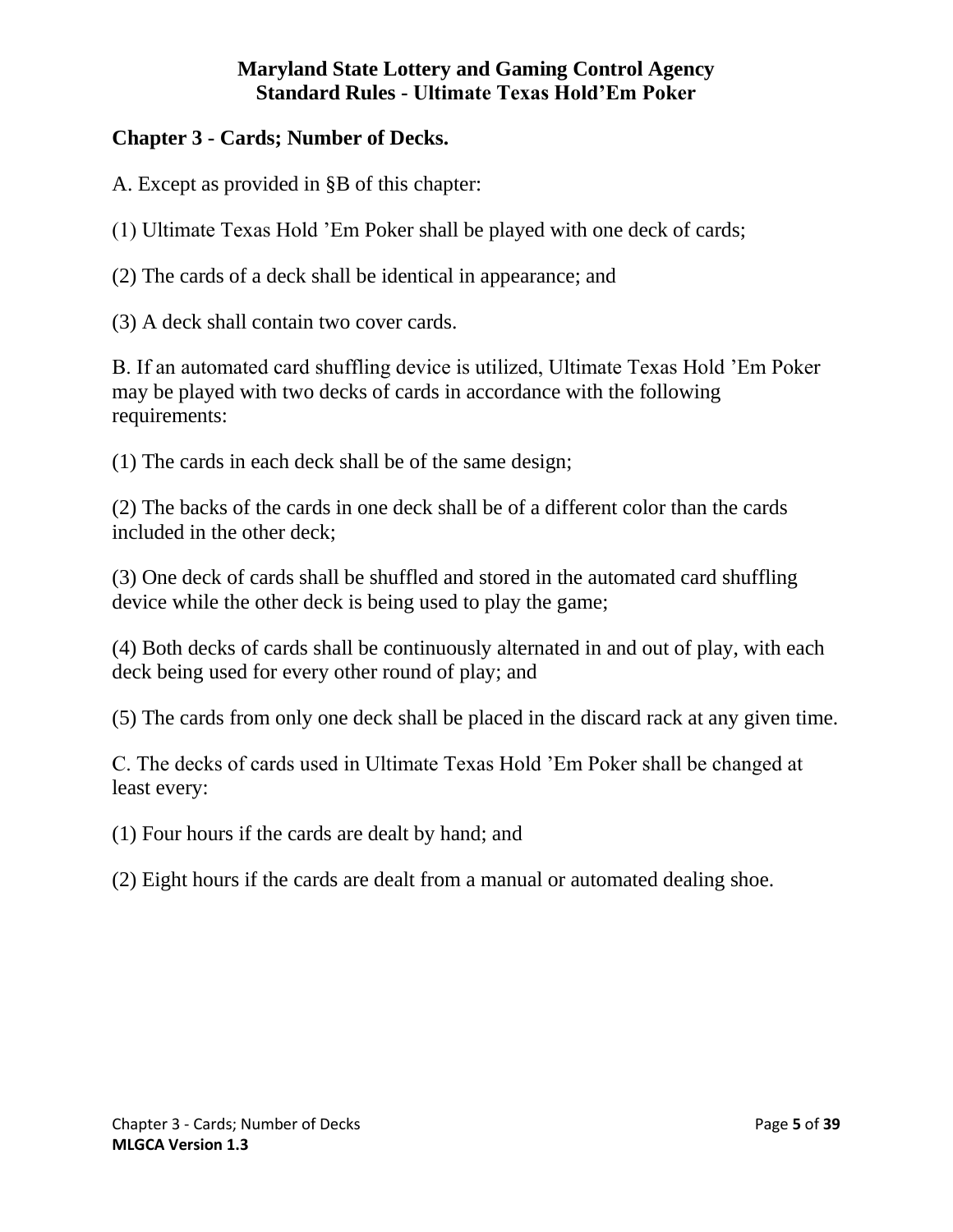## Chapter 3 - Cards; Number of Decks.

A. Except as provided in §B of this chapter:

(1) Ultimate Texas Hold 'Em Poker shall be played with one deck of cards;

(2) The cards of a deck shall be identical in appearance; and

(3) A deck shall contain two cover cards.

B. If an automated card shuffling device is utilized, Ultimate Texas Hold 'Em Poker may be played with two decks of cards in accordance with the following requirements:

(1) The cards in each deck shall be of the same design;

(2) The backs of the cards in one deck shall be of a different color than the cards included in the other deck;

(3) One deck of cards shall be shuffled and stored in the automated card shuffling device while the other deck is being used to play the game;

(4) Both decks of cards shall be continuously alternated in and out of play, with each deck being used for every other round of play; and

(5) The cards from only one deck shall be placed in the discard rack at any given time.

C. The decks of cards used in Ultimate Texas Hold 'Em Poker shall be changed at least every:

(1) Four hours if the cards are dealt by hand; and

(2) Eight hours if the cards are dealt from a manual or automated dealing shoe.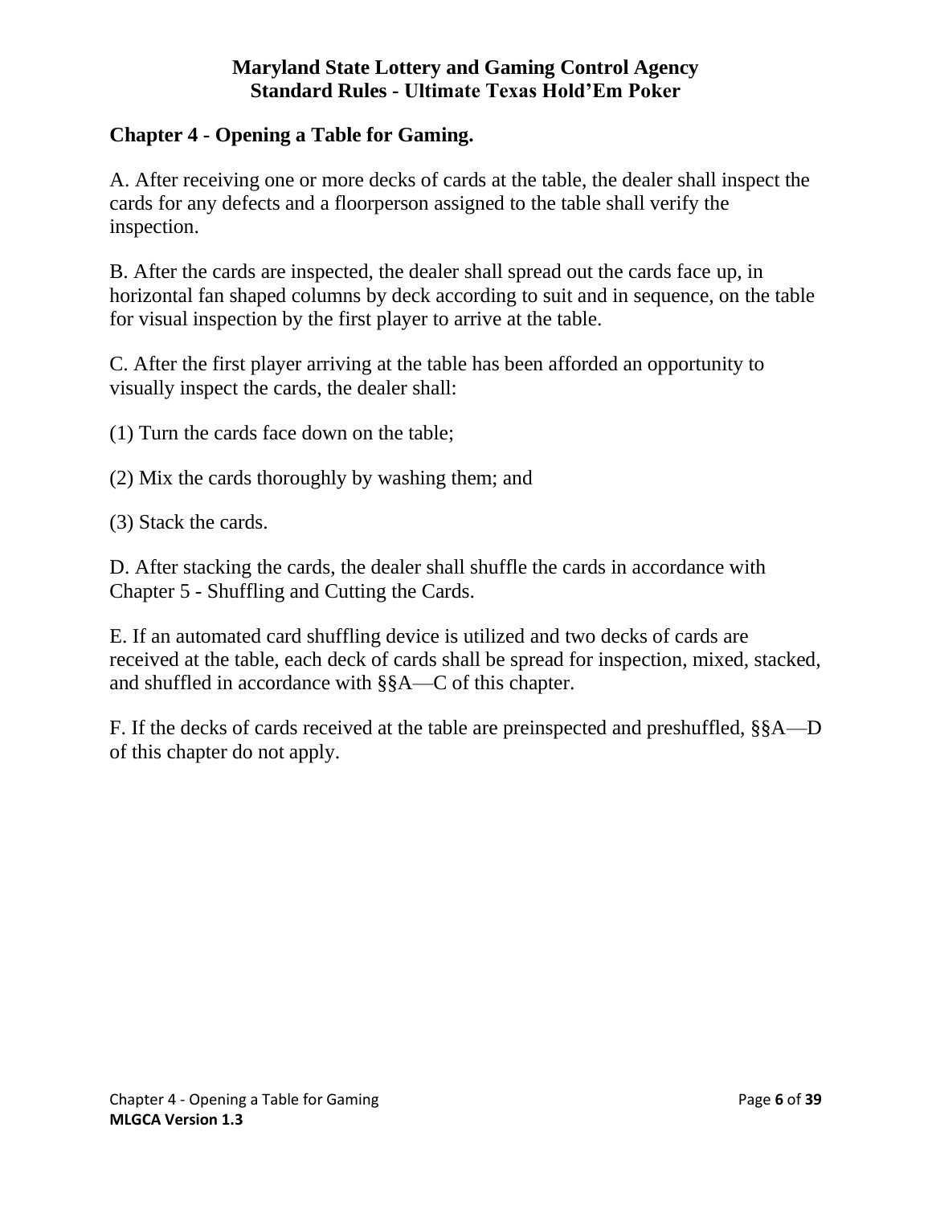## Chapter 4 - Opening a Table for Gaming.

A. After receiving one or more decks of cards at the table, the dealer shall inspect the cards for any defects and a floorperson assigned to the table shall verify the inspection.

B. After the cards are inspected, the dealer shall spread out the cards face up, in horizontal fan shaped columns by deck according to suit and in sequence, on the table for visual inspection by the first player to arrive at the table.

C. After the first player arriving at the table has been afforded an opportunity to visually inspect the cards, the dealer shall:

(1) Turn the cards face down on the table;

(2) Mix the cards thoroughly by washing them; and

(3) Stack the cards.

D. After stacking the cards, the dealer shall shuffle the cards in accordance with Chapter 5 - Shuffling and Cutting the Cards.

E. If an automated card shuffling device is utilized and two decks of cards are received at the table, each deck of cards shall be spread for inspection, mixed, stacked, and shuffled in accordance with §§A—C of this chapter.

F. If the decks of cards received at the table are preinspected and preshuffled, §§A—D of this chapter do not apply.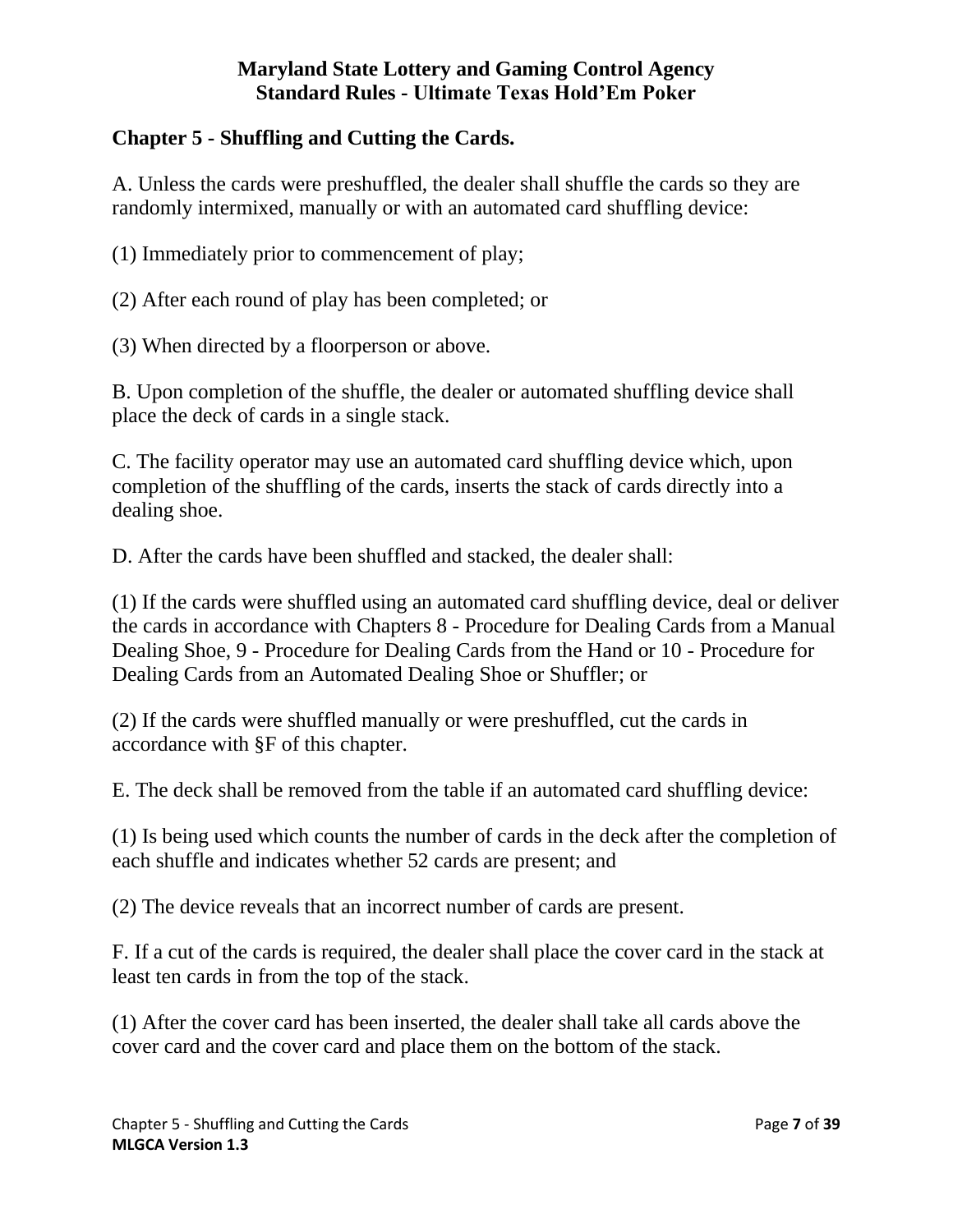# Maryland State Lottery and Gaming Control Agency
# Standard Rules - Ultimate Texas Hold'Em Poker

## Chapter 5 - Shuffling and Cutting the Cards.

A. Unless the cards were preshuffled, the dealer shall shuffle the cards so they are randomly intermixed, manually or with an automated card shuffling device:

(1) Immediately prior to commencement of play;

(2) After each round of play has been completed; or

(3) When directed by a floorperson or above.

B. Upon completion of the shuffle, the dealer or automated shuffling device shall place the deck of cards in a single stack.

C. The facility operator may use an automated card shuffling device which, upon completion of the shuffling of the cards, inserts the stack of cards directly into a dealing shoe.

D. After the cards have been shuffled and stacked, the dealer shall:

(1) If the cards were shuffled using an automated card shuffling device, deal or deliver the cards in accordance with Chapters 8 - Procedure for Dealing Cards from a Manual Dealing Shoe, 9 - Procedure for Dealing Cards from the Hand or 10 - Procedure for Dealing Cards from an Automated Dealing Shoe or Shuffler; or

(2) If the cards were shuffled manually or were preshuffled, cut the cards in accordance with §F of this chapter.

E. The deck shall be removed from the table if an automated card shuffling device:

(1) Is being used which counts the number of cards in the deck after the completion of each shuffle and indicates whether 52 cards are present; and

(2) The device reveals that an incorrect number of cards are present.

F. If a cut of the cards is required, the dealer shall place the cover card in the stack at least ten cards in from the top of the stack.

(1) After the cover card has been inserted, the dealer shall take all cards above the cover card and the cover card and place them on the bottom of the stack.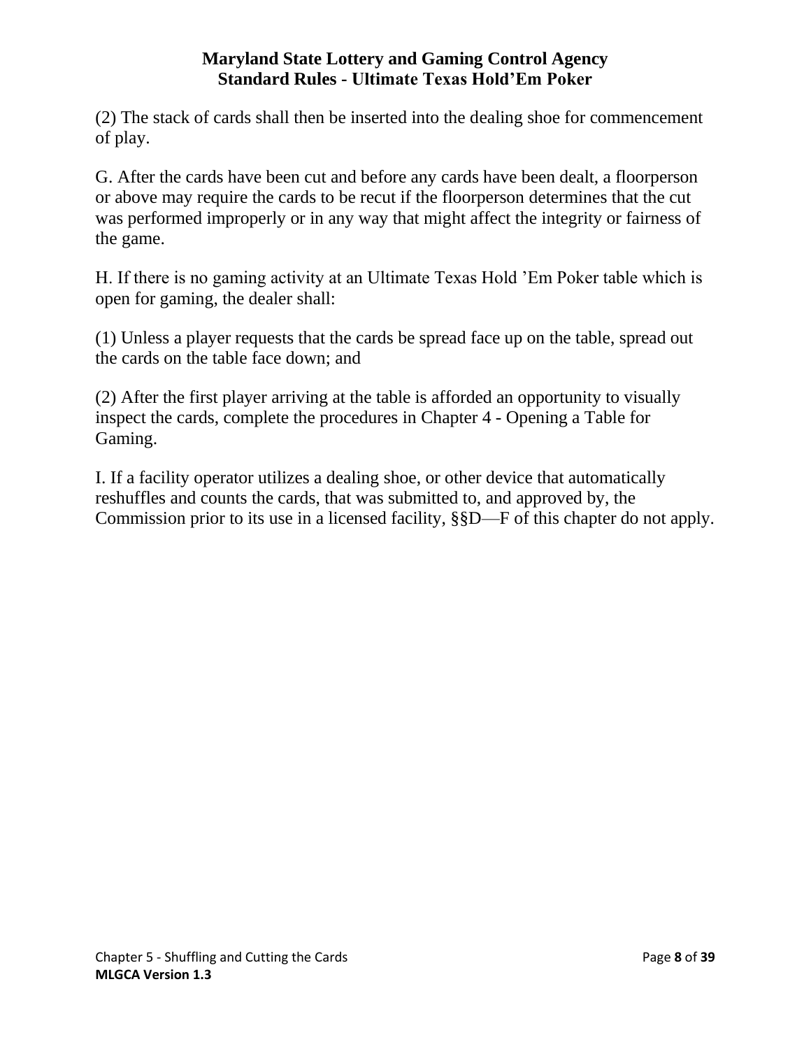(2) The stack of cards shall then be inserted into the dealing shoe for commencement of play.

G. After the cards have been cut and before any cards have been dealt, a floorperson or above may require the cards to be recut if the floorperson determines that the cut was performed improperly or in any way that might affect the integrity or fairness of the game.

H. If there is no gaming activity at an Ultimate Texas Hold ’Em Poker table which is open for gaming, the dealer shall:

(1) Unless a player requests that the cards be spread face up on the table, spread out the cards on the table face down; and

(2) After the first player arriving at the table is afforded an opportunity to visually inspect the cards, complete the procedures in Chapter 4 - Opening a Table for Gaming.

I. If a facility operator utilizes a dealing shoe, or other device that automatically reshuffles and counts the cards, that was submitted to, and approved by, the Commission prior to its use in a licensed facility, §§D—F of this chapter do not apply.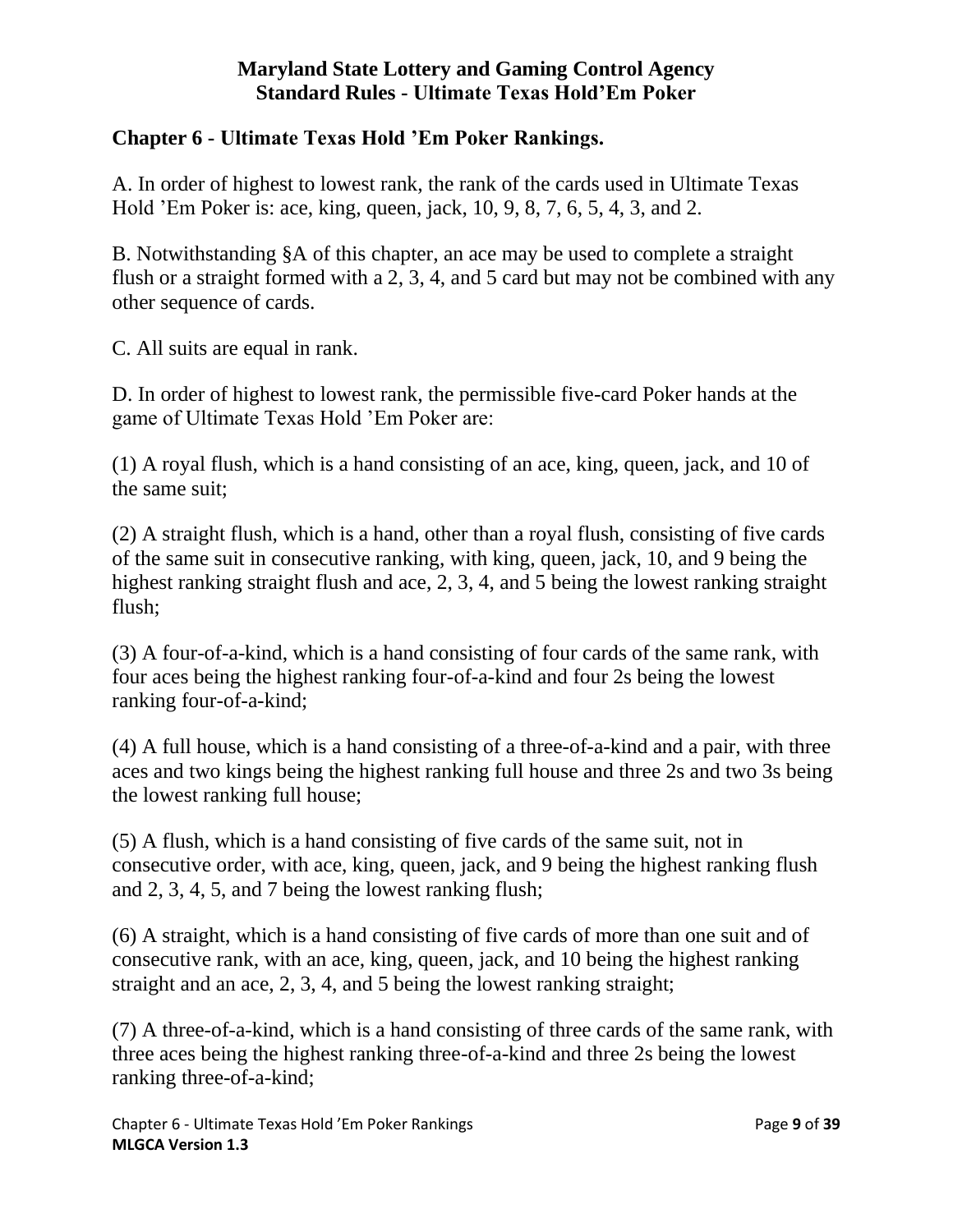## Chapter 6 - Ultimate Texas Hold ’Em Poker Rankings.

A. In order of highest to lowest rank, the rank of the cards used in Ultimate Texas Hold ’Em Poker is: ace, king, queen, jack, 10, 9, 8, 7, 6, 5, 4, 3, and 2.

B. Notwithstanding §A of this chapter, an ace may be used to complete a straight flush or a straight formed with a 2, 3, 4, and 5 card but may not be combined with any other sequence of cards.

C. All suits are equal in rank.

D. In order of highest to lowest rank, the permissible five-card Poker hands at the game of Ultimate Texas Hold ’Em Poker are:

(1) A royal flush, which is a hand consisting of an ace, king, queen, jack, and 10 of the same suit;

(2) A straight flush, which is a hand, other than a royal flush, consisting of five cards of the same suit in consecutive ranking, with king, queen, jack, 10, and 9 being the highest ranking straight flush and ace, 2, 3, 4, and 5 being the lowest ranking straight flush;

(3) A four-of-a-kind, which is a hand consisting of four cards of the same rank, with four aces being the highest ranking four-of-a-kind and four 2s being the lowest ranking four-of-a-kind;

(4) A full house, which is a hand consisting of a three-of-a-kind and a pair, with three aces and two kings being the highest ranking full house and three 2s and two 3s being the lowest ranking full house;

(5) A flush, which is a hand consisting of five cards of the same suit, not in consecutive order, with ace, king, queen, jack, and 9 being the highest ranking flush and 2, 3, 4, 5, and 7 being the lowest ranking flush;

(6) A straight, which is a hand consisting of five cards of more than one suit and of consecutive rank, with an ace, king, queen, jack, and 10 being the highest ranking straight and an ace, 2, 3, 4, and 5 being the lowest ranking straight;

(7) A three-of-a-kind, which is a hand consisting of three cards of the same rank, with three aces being the highest ranking three-of-a-kind and three 2s being the lowest ranking three-of-a-kind;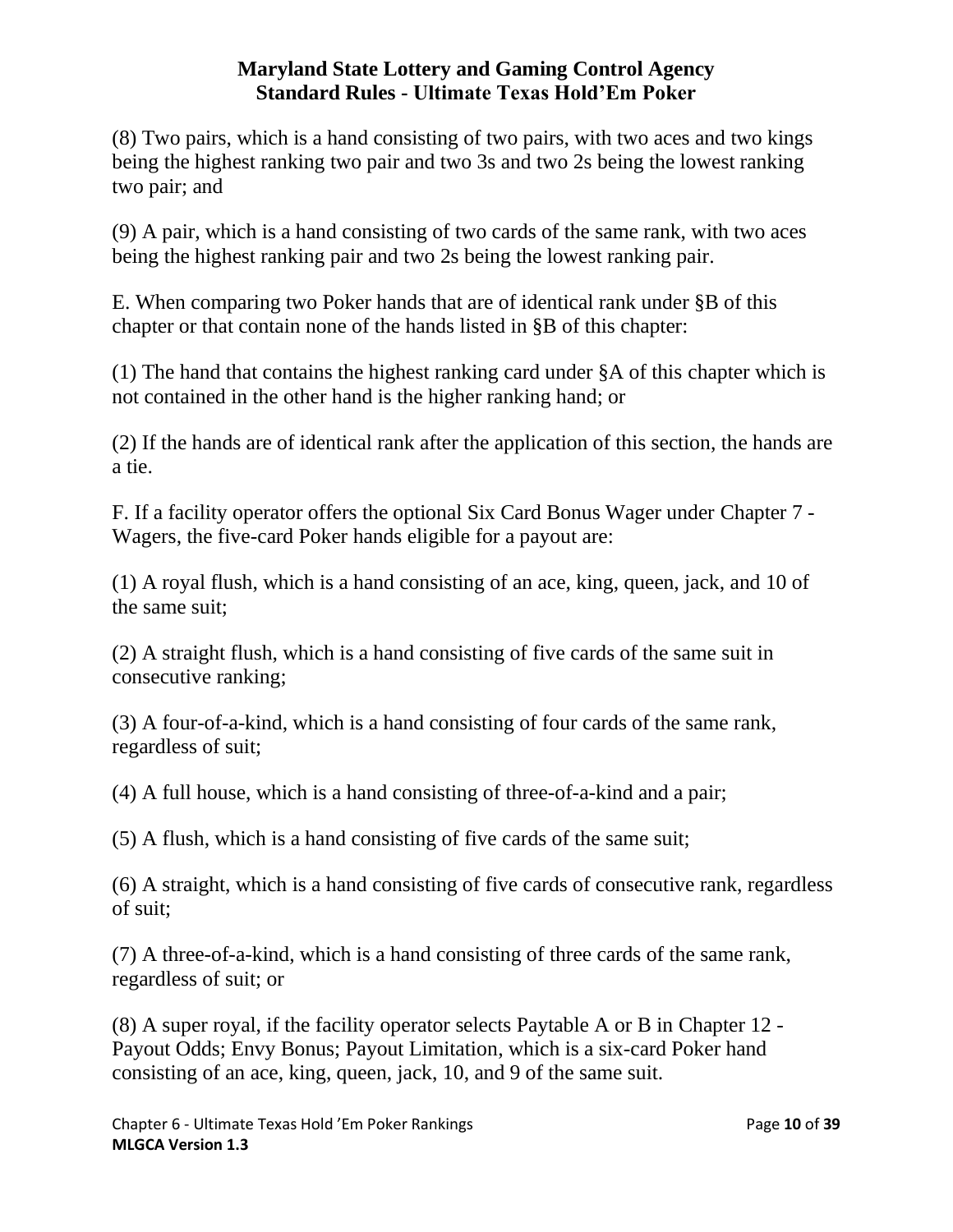(8) Two pairs, which is a hand consisting of two pairs, with two aces and two kings being the highest ranking two pair and two 3s and two 2s being the lowest ranking two pair; and

(9) A pair, which is a hand consisting of two cards of the same rank, with two aces being the highest ranking pair and two 2s being the lowest ranking pair.

E. When comparing two Poker hands that are of identical rank under §B of this chapter or that contain none of the hands listed in §B of this chapter:

(1) The hand that contains the highest ranking card under §A of this chapter which is not contained in the other hand is the higher ranking hand; or

(2) If the hands are of identical rank after the application of this section, the hands are a tie.

F. If a facility operator offers the optional Six Card Bonus Wager under Chapter 7 - Wagers, the five-card Poker hands eligible for a payout are:

(1) A royal flush, which is a hand consisting of an ace, king, queen, jack, and 10 of the same suit;

(2) A straight flush, which is a hand consisting of five cards of the same suit in consecutive ranking;

(3) A four-of-a-kind, which is a hand consisting of four cards of the same rank, regardless of suit;

(4) A full house, which is a hand consisting of three-of-a-kind and a pair;

(5) A flush, which is a hand consisting of five cards of the same suit;

(6) A straight, which is a hand consisting of five cards of consecutive rank, regardless of suit;

(7) A three-of-a-kind, which is a hand consisting of three cards of the same rank, regardless of suit; or

(8) A super royal, if the facility operator selects Paytable A or B in Chapter 12 - Payout Odds; Envy Bonus; Payout Limitation, which is a six-card Poker hand consisting of an ace, king, queen, jack, 10, and 9 of the same suit.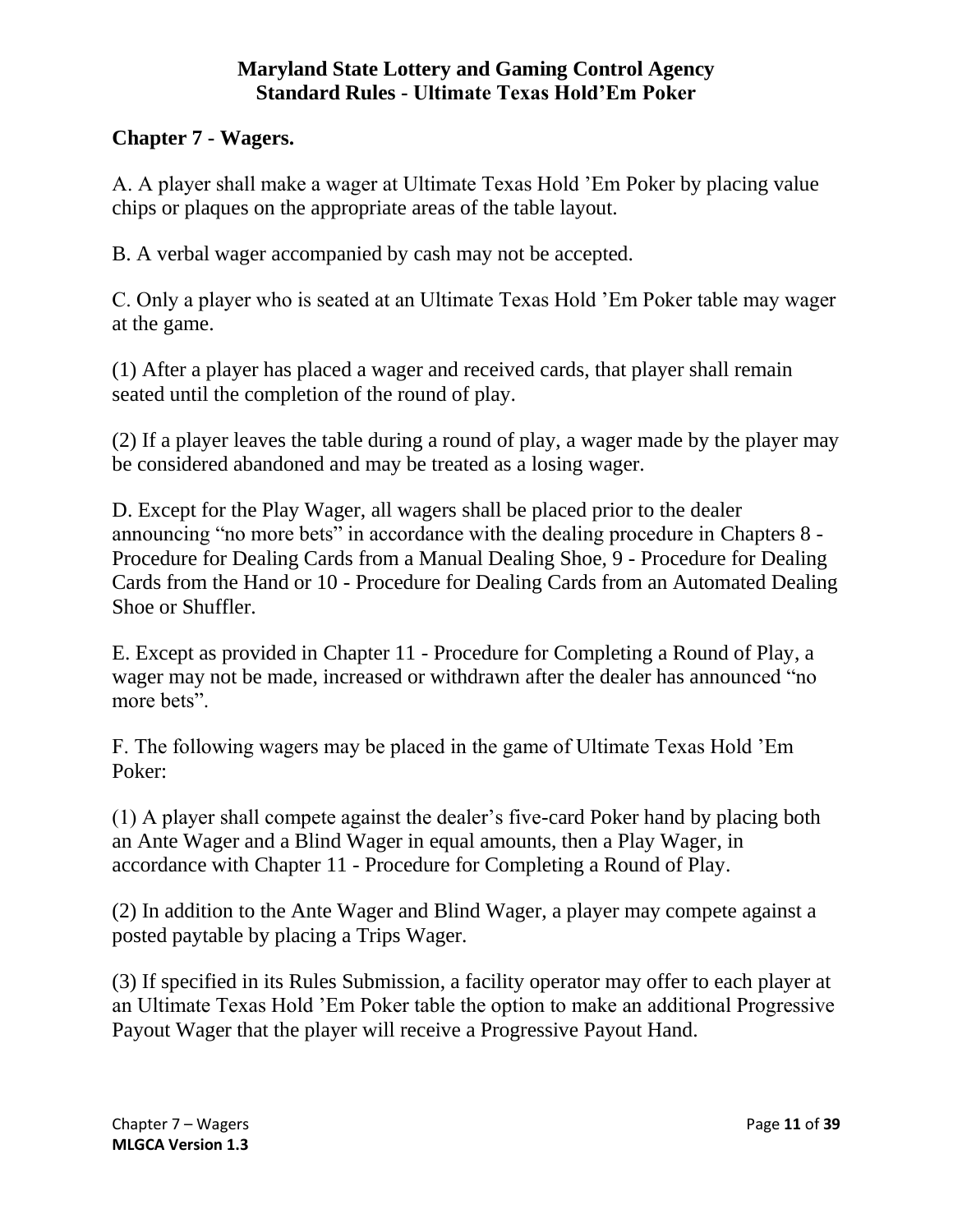## Chapter 7 - Wagers.

A. A player shall make a wager at Ultimate Texas Hold 'Em Poker by placing value chips or plaques on the appropriate areas of the table layout.

B. A verbal wager accompanied by cash may not be accepted.

C. Only a player who is seated at an Ultimate Texas Hold 'Em Poker table may wager at the game.

(1) After a player has placed a wager and received cards, that player shall remain seated until the completion of the round of play.

(2) If a player leaves the table during a round of play, a wager made by the player may be considered abandoned and may be treated as a losing wager.

D. Except for the Play Wager, all wagers shall be placed prior to the dealer announcing "no more bets" in accordance with the dealing procedure in Chapters 8 - Procedure for Dealing Cards from a Manual Dealing Shoe, 9 - Procedure for Dealing Cards from the Hand or 10 - Procedure for Dealing Cards from an Automated Dealing Shoe or Shuffler.

E. Except as provided in Chapter 11 - Procedure for Completing a Round of Play, a wager may not be made, increased or withdrawn after the dealer has announced "no more bets".

F. The following wagers may be placed in the game of Ultimate Texas Hold 'Em Poker:

(1) A player shall compete against the dealer's five-card Poker hand by placing both an Ante Wager and a Blind Wager in equal amounts, then a Play Wager, in accordance with Chapter 11 - Procedure for Completing a Round of Play.

(2) In addition to the Ante Wager and Blind Wager, a player may compete against a posted paytable by placing a Trips Wager.

(3) If specified in its Rules Submission, a facility operator may offer to each player at an Ultimate Texas Hold 'Em Poker table the option to make an additional Progressive Payout Wager that the player will receive a Progressive Payout Hand.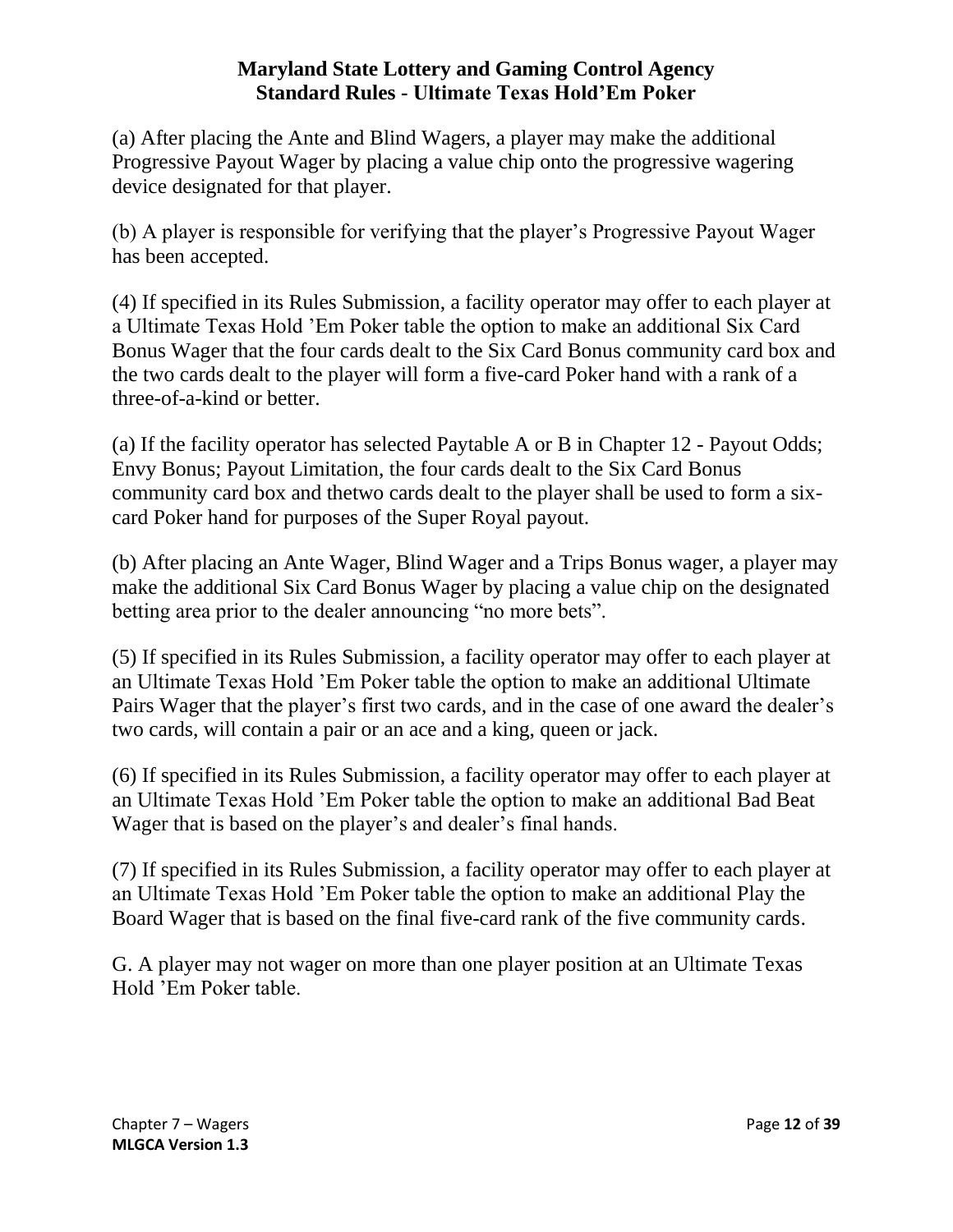(a) After placing the Ante and Blind Wagers, a player may make the additional Progressive Payout Wager by placing a value chip onto the progressive wagering device designated for that player.

(b) A player is responsible for verifying that the player's Progressive Payout Wager has been accepted.

(4) If specified in its Rules Submission, a facility operator may offer to each player at a Ultimate Texas Hold 'Em Poker table the option to make an additional Six Card Bonus Wager that the four cards dealt to the Six Card Bonus community card box and the two cards dealt to the player will form a five-card Poker hand with a rank of a three-of-a-kind or better.

(a) If the facility operator has selected Paytable A or B in Chapter 12 - Payout Odds; Envy Bonus; Payout Limitation, the four cards dealt to the Six Card Bonus community card box and thetwo cards dealt to the player shall be used to form a six-card Poker hand for purposes of the Super Royal payout.

(b) After placing an Ante Wager, Blind Wager and a Trips Bonus wager, a player may make the additional Six Card Bonus Wager by placing a value chip on the designated betting area prior to the dealer announcing "no more bets".

(5) If specified in its Rules Submission, a facility operator may offer to each player at an Ultimate Texas Hold 'Em Poker table the option to make an additional Ultimate Pairs Wager that the player's first two cards, and in the case of one award the dealer's two cards, will contain a pair or an ace and a king, queen or jack.

(6) If specified in its Rules Submission, a facility operator may offer to each player at an Ultimate Texas Hold 'Em Poker table the option to make an additional Bad Beat Wager that is based on the player's and dealer's final hands.

(7) If specified in its Rules Submission, a facility operator may offer to each player at an Ultimate Texas Hold 'Em Poker table the option to make an additional Play the Board Wager that is based on the final five-card rank of the five community cards.

G. A player may not wager on more than one player position at an Ultimate Texas Hold 'Em Poker table.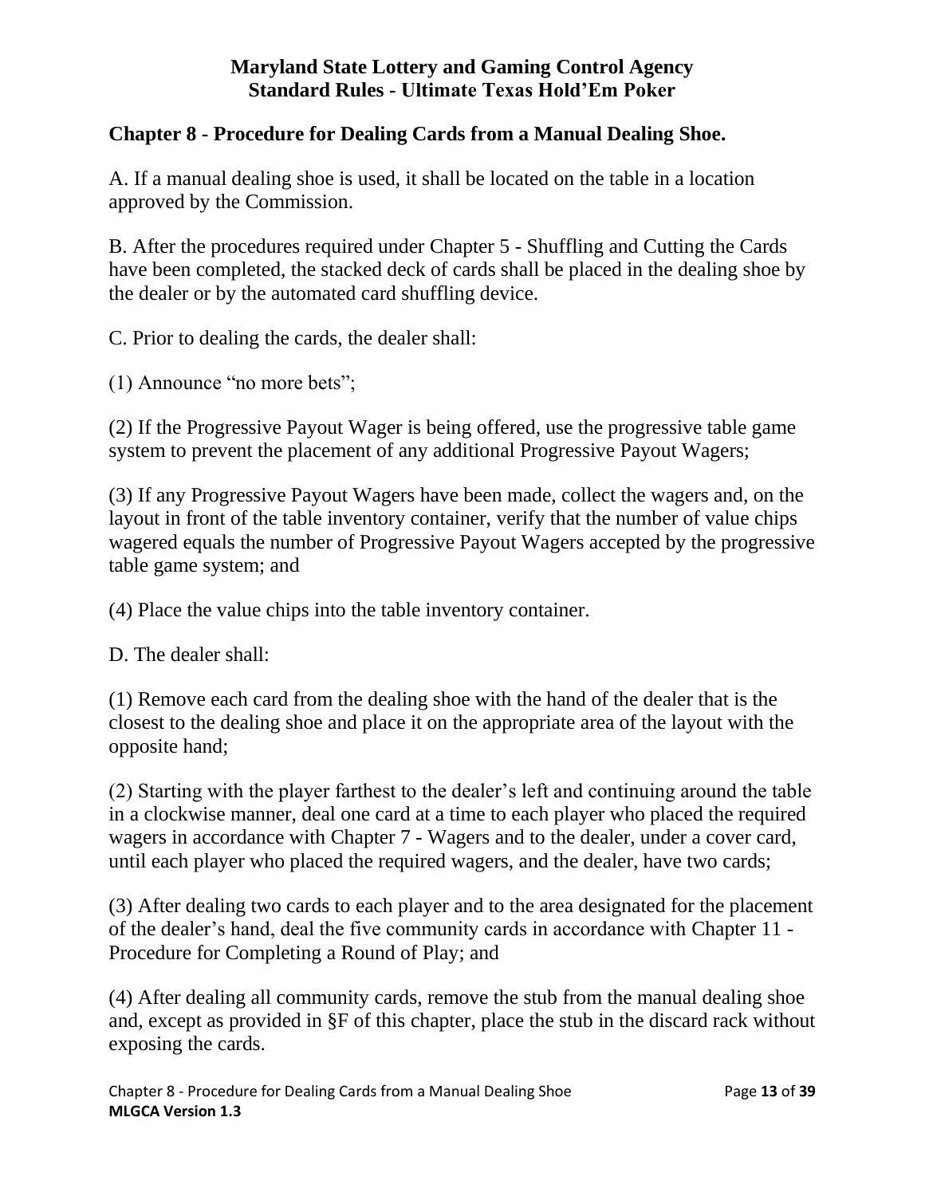## Chapter 8 - Procedure for Dealing Cards from a Manual Dealing Shoe.

A. If a manual dealing shoe is used, it shall be located on the table in a location approved by the Commission.

B. After the procedures required under Chapter 5 - Shuffling and Cutting the Cards have been completed, the stacked deck of cards shall be placed in the dealing shoe by the dealer or by the automated card shuffling device.

C. Prior to dealing the cards, the dealer shall:

(1) Announce "no more bets";

(2) If the Progressive Payout Wager is being offered, use the progressive table game system to prevent the placement of any additional Progressive Payout Wagers;

(3) If any Progressive Payout Wagers have been made, collect the wagers and, on the layout in front of the table inventory container, verify that the number of value chips wagered equals the number of Progressive Payout Wagers accepted by the progressive table game system; and

(4) Place the value chips into the table inventory container.

D. The dealer shall:

(1) Remove each card from the dealing shoe with the hand of the dealer that is the closest to the dealing shoe and place it on the appropriate area of the layout with the opposite hand;

(2) Starting with the player farthest to the dealer's left and continuing around the table in a clockwise manner, deal one card at a time to each player who placed the required wagers in accordance with Chapter 7 - Wagers and to the dealer, under a cover card, until each player who placed the required wagers, and the dealer, have two cards;

(3) After dealing two cards to each player and to the area designated for the placement of the dealer's hand, deal the five community cards in accordance with Chapter 11 - Procedure for Completing a Round of Play; and

(4) After dealing all community cards, remove the stub from the manual dealing shoe and, except as provided in §F of this chapter, place the stub in the discard rack without exposing the cards.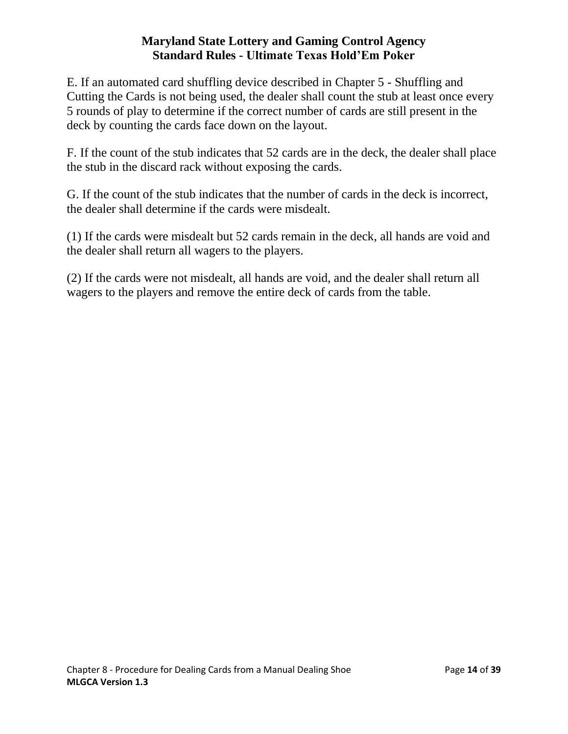E. If an automated card shuffling device described in Chapter 5 - Shuffling and Cutting the Cards is not being used, the dealer shall count the stub at least once every 5 rounds of play to determine if the correct number of cards are still present in the deck by counting the cards face down on the layout.

F. If the count of the stub indicates that 52 cards are in the deck, the dealer shall place the stub in the discard rack without exposing the cards.

G. If the count of the stub indicates that the number of cards in the deck is incorrect, the dealer shall determine if the cards were misdealt.

(1) If the cards were misdealt but 52 cards remain in the deck, all hands are void and the dealer shall return all wagers to the players.

(2) If the cards were not misdealt, all hands are void, and the dealer shall return all wagers to the players and remove the entire deck of cards from the table.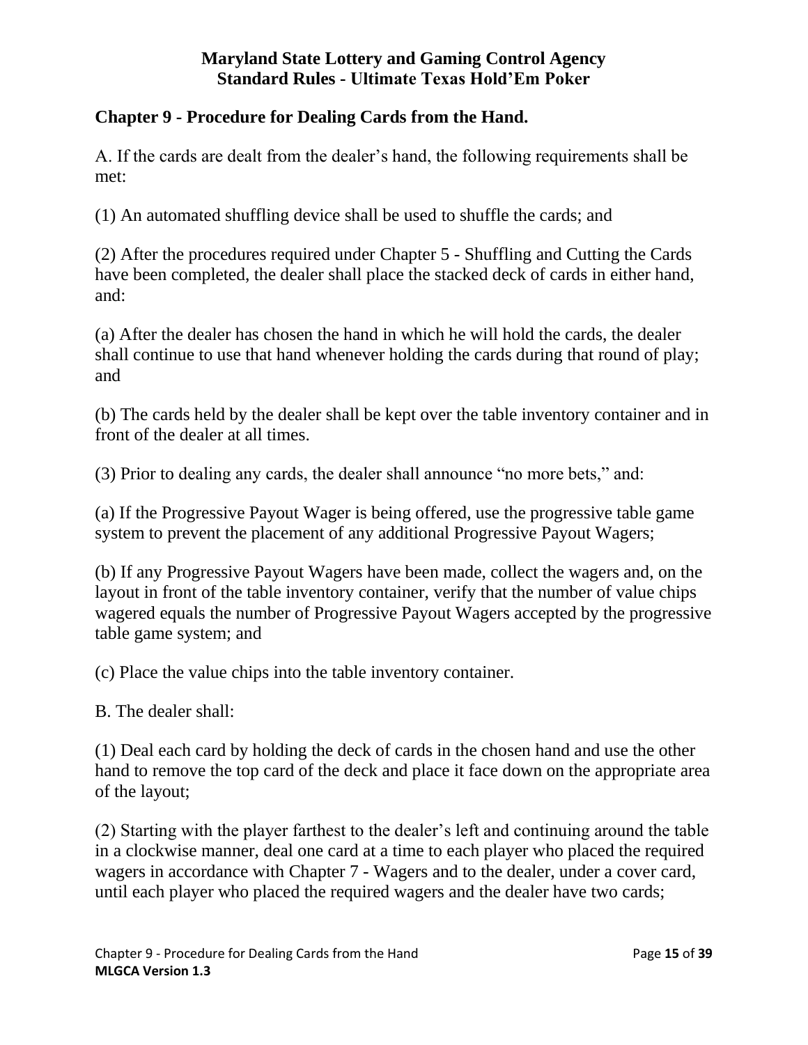## Chapter 9 - Procedure for Dealing Cards from the Hand.

A. If the cards are dealt from the dealer's hand, the following requirements shall be met:

(1) An automated shuffling device shall be used to shuffle the cards; and

(2) After the procedures required under Chapter 5 - Shuffling and Cutting the Cards have been completed, the dealer shall place the stacked deck of cards in either hand, and:

(a) After the dealer has chosen the hand in which he will hold the cards, the dealer shall continue to use that hand whenever holding the cards during that round of play; and

(b) The cards held by the dealer shall be kept over the table inventory container and in front of the dealer at all times.

(3) Prior to dealing any cards, the dealer shall announce "no more bets," and:

(a) If the Progressive Payout Wager is being offered, use the progressive table game system to prevent the placement of any additional Progressive Payout Wagers;

(b) If any Progressive Payout Wagers have been made, collect the wagers and, on the layout in front of the table inventory container, verify that the number of value chips wagered equals the number of Progressive Payout Wagers accepted by the progressive table game system; and

(c) Place the value chips into the table inventory container.

B. The dealer shall:

(1) Deal each card by holding the deck of cards in the chosen hand and use the other hand to remove the top card of the deck and place it face down on the appropriate area of the layout;

(2) Starting with the player farthest to the dealer's left and continuing around the table in a clockwise manner, deal one card at a time to each player who placed the required wagers in accordance with Chapter 7 - Wagers and to the dealer, under a cover card, until each player who placed the required wagers and the dealer have two cards;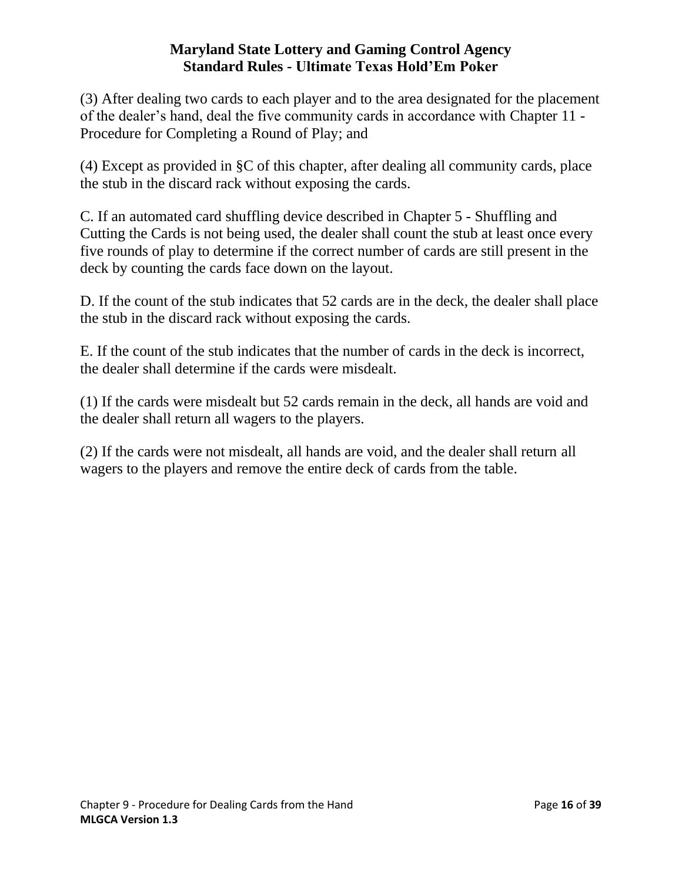(3) After dealing two cards to each player and to the area designated for the placement of the dealer's hand, deal the five community cards in accordance with Chapter 11 - Procedure for Completing a Round of Play; and

(4) Except as provided in §C of this chapter, after dealing all community cards, place the stub in the discard rack without exposing the cards.

C. If an automated card shuffling device described in Chapter 5 - Shuffling and Cutting the Cards is not being used, the dealer shall count the stub at least once every five rounds of play to determine if the correct number of cards are still present in the deck by counting the cards face down on the layout.

D. If the count of the stub indicates that 52 cards are in the deck, the dealer shall place the stub in the discard rack without exposing the cards.

E. If the count of the stub indicates that the number of cards in the deck is incorrect, the dealer shall determine if the cards were misdealt.

(1) If the cards were misdealt but 52 cards remain in the deck, all hands are void and the dealer shall return all wagers to the players.

(2) If the cards were not misdealt, all hands are void, and the dealer shall return all wagers to the players and remove the entire deck of cards from the table.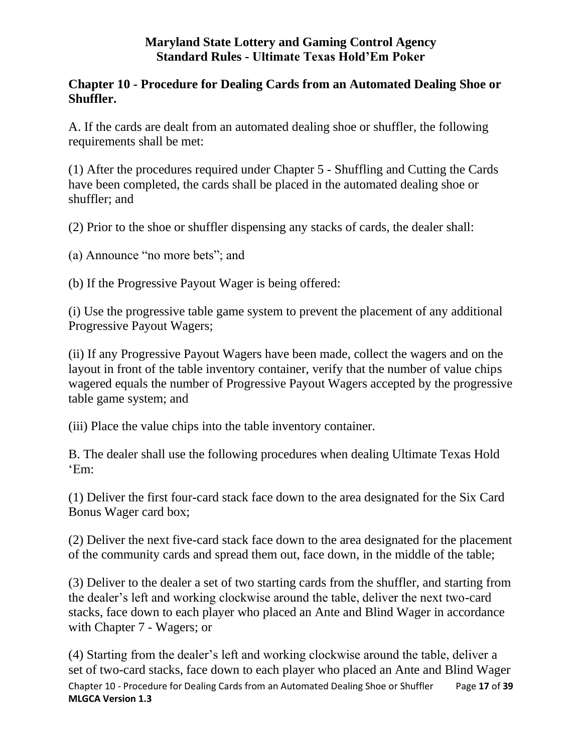## Chapter 10 - Procedure for Dealing Cards from an Automated Dealing Shoe or Shuffler.

A. If the cards are dealt from an automated dealing shoe or shuffler, the following requirements shall be met:

(1) After the procedures required under Chapter 5 - Shuffling and Cutting the Cards have been completed, the cards shall be placed in the automated dealing shoe or shuffler; and

(2) Prior to the shoe or shuffler dispensing any stacks of cards, the dealer shall:

(a) Announce "no more bets"; and

(b) If the Progressive Payout Wager is being offered:

(i) Use the progressive table game system to prevent the placement of any additional Progressive Payout Wagers;

(ii) If any Progressive Payout Wagers have been made, collect the wagers and on the layout in front of the table inventory container, verify that the number of value chips wagered equals the number of Progressive Payout Wagers accepted by the progressive table game system; and

(iii) Place the value chips into the table inventory container.

B. The dealer shall use the following procedures when dealing Ultimate Texas Hold 'Em:

(1) Deliver the first four-card stack face down to the area designated for the Six Card Bonus Wager card box;

(2) Deliver the next five-card stack face down to the area designated for the placement of the community cards and spread them out, face down, in the middle of the table;

(3) Deliver to the dealer a set of two starting cards from the shuffler, and starting from the dealer's left and working clockwise around the table, deliver the next two-card stacks, face down to each player who placed an Ante and Blind Wager in accordance with Chapter 7 - Wagers; or

(4) Starting from the dealer's left and working clockwise around the table, deliver a set of two-card stacks, face down to each player who placed an Ante and Blind Wager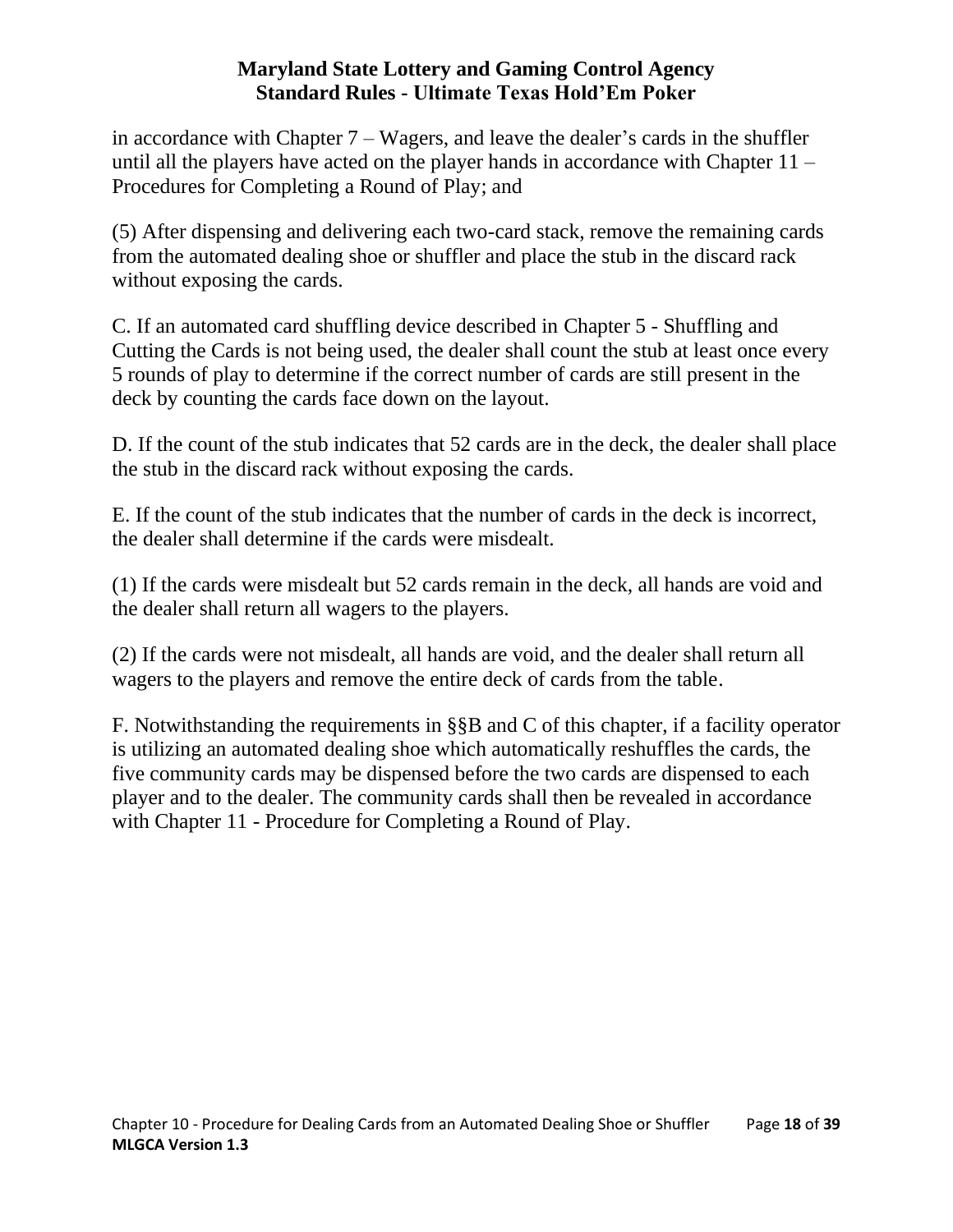in accordance with Chapter 7 – Wagers, and leave the dealer's cards in the shuffler until all the players have acted on the player hands in accordance with Chapter 11 – Procedures for Completing a Round of Play; and

(5) After dispensing and delivering each two-card stack, remove the remaining cards from the automated dealing shoe or shuffler and place the stub in the discard rack without exposing the cards.

C. If an automated card shuffling device described in Chapter 5 - Shuffling and Cutting the Cards is not being used, the dealer shall count the stub at least once every 5 rounds of play to determine if the correct number of cards are still present in the deck by counting the cards face down on the layout.

D. If the count of the stub indicates that 52 cards are in the deck, the dealer shall place the stub in the discard rack without exposing the cards.

E. If the count of the stub indicates that the number of cards in the deck is incorrect, the dealer shall determine if the cards were misdealt.

(1) If the cards were misdealt but 52 cards remain in the deck, all hands are void and the dealer shall return all wagers to the players.

(2) If the cards were not misdealt, all hands are void, and the dealer shall return all wagers to the players and remove the entire deck of cards from the table.

F. Notwithstanding the requirements in §§B and C of this chapter, if a facility operator is utilizing an automated dealing shoe which automatically reshuffles the cards, the five community cards may be dispensed before the two cards are dispensed to each player and to the dealer. The community cards shall then be revealed in accordance with Chapter 11 - Procedure for Completing a Round of Play.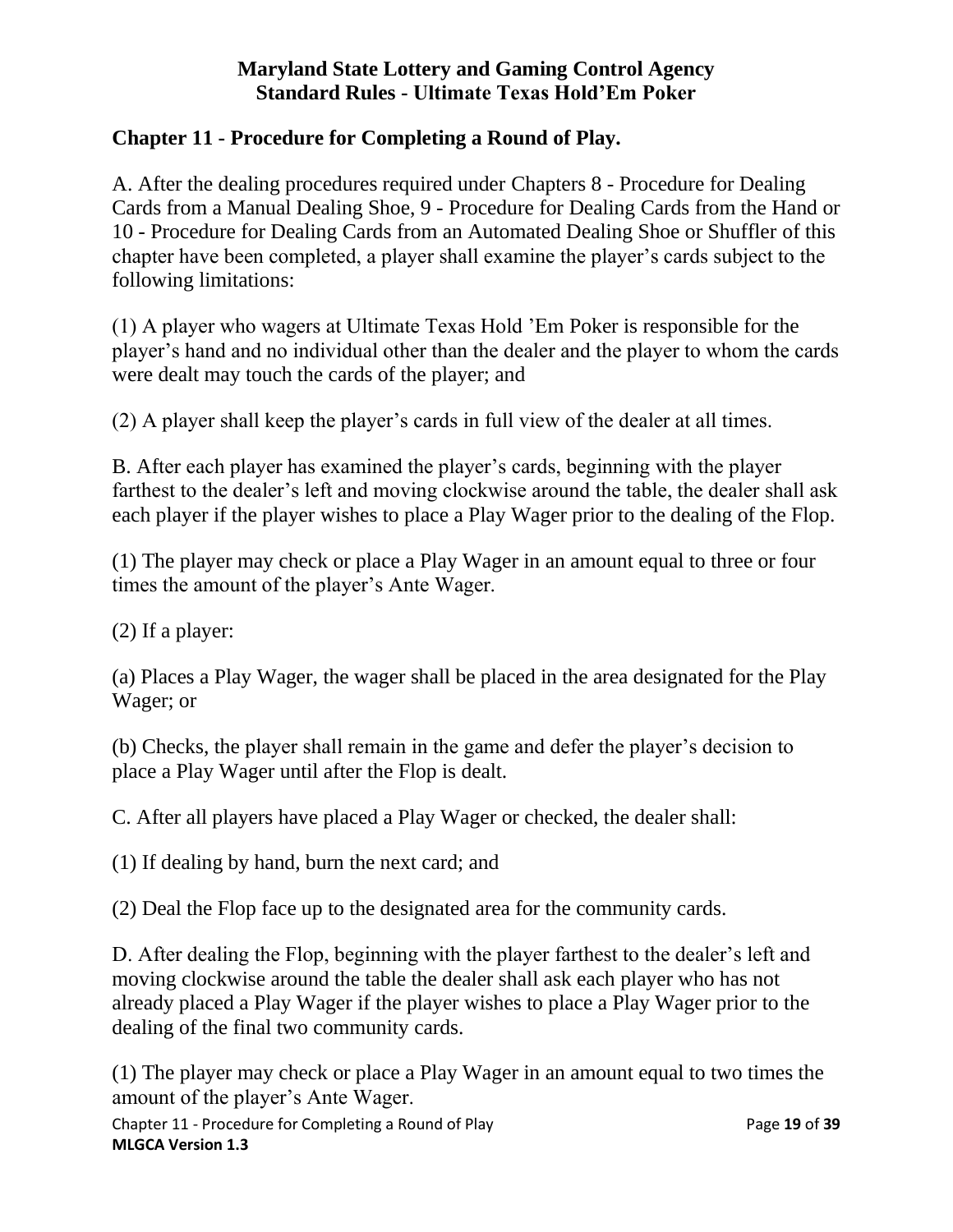## Chapter 11 - Procedure for Completing a Round of Play.

A. After the dealing procedures required under Chapters 8 - Procedure for Dealing Cards from a Manual Dealing Shoe, 9 - Procedure for Dealing Cards from the Hand or 10 - Procedure for Dealing Cards from an Automated Dealing Shoe or Shuffler of this chapter have been completed, a player shall examine the player's cards subject to the following limitations:

(1) A player who wagers at Ultimate Texas Hold 'Em Poker is responsible for the player's hand and no individual other than the dealer and the player to whom the cards were dealt may touch the cards of the player; and

(2) A player shall keep the player's cards in full view of the dealer at all times.

B. After each player has examined the player's cards, beginning with the player farthest to the dealer's left and moving clockwise around the table, the dealer shall ask each player if the player wishes to place a Play Wager prior to the dealing of the Flop.

(1) The player may check or place a Play Wager in an amount equal to three or four times the amount of the player's Ante Wager.

(2) If a player:

(a) Places a Play Wager, the wager shall be placed in the area designated for the Play Wager; or

(b) Checks, the player shall remain in the game and defer the player's decision to place a Play Wager until after the Flop is dealt.

C. After all players have placed a Play Wager or checked, the dealer shall:

(1) If dealing by hand, burn the next card; and

(2) Deal the Flop face up to the designated area for the community cards.

D. After dealing the Flop, beginning with the player farthest to the dealer's left and moving clockwise around the table the dealer shall ask each player who has not already placed a Play Wager if the player wishes to place a Play Wager prior to the dealing of the final two community cards.

(1) The player may check or place a Play Wager in an amount equal to two times the amount of the player's Ante Wager.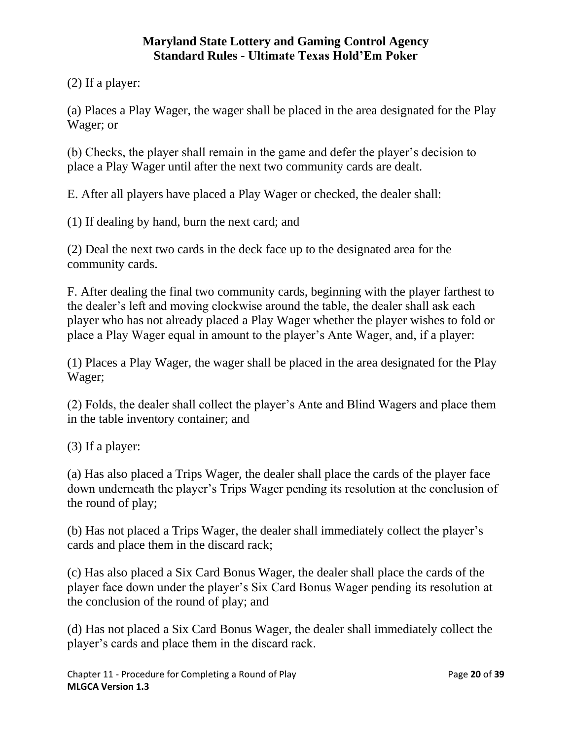(2) If a player:

(a) Places a Play Wager, the wager shall be placed in the area designated for the Play Wager; or

(b) Checks, the player shall remain in the game and defer the player's decision to place a Play Wager until after the next two community cards are dealt.

E. After all players have placed a Play Wager or checked, the dealer shall:

(1) If dealing by hand, burn the next card; and

(2) Deal the next two cards in the deck face up to the designated area for the community cards.

F. After dealing the final two community cards, beginning with the player farthest to the dealer's left and moving clockwise around the table, the dealer shall ask each player who has not already placed a Play Wager whether the player wishes to fold or place a Play Wager equal in amount to the player's Ante Wager, and, if a player:

(1) Places a Play Wager, the wager shall be placed in the area designated for the Play Wager;

(2) Folds, the dealer shall collect the player's Ante and Blind Wagers and place them in the table inventory container; and

(3) If a player:

(a) Has also placed a Trips Wager, the dealer shall place the cards of the player face down underneath the player's Trips Wager pending its resolution at the conclusion of the round of play;

(b) Has not placed a Trips Wager, the dealer shall immediately collect the player's cards and place them in the discard rack;

(c) Has also placed a Six Card Bonus Wager, the dealer shall place the cards of the player face down under the player's Six Card Bonus Wager pending its resolution at the conclusion of the round of play; and

(d) Has not placed a Six Card Bonus Wager, the dealer shall immediately collect the player's cards and place them in the discard rack.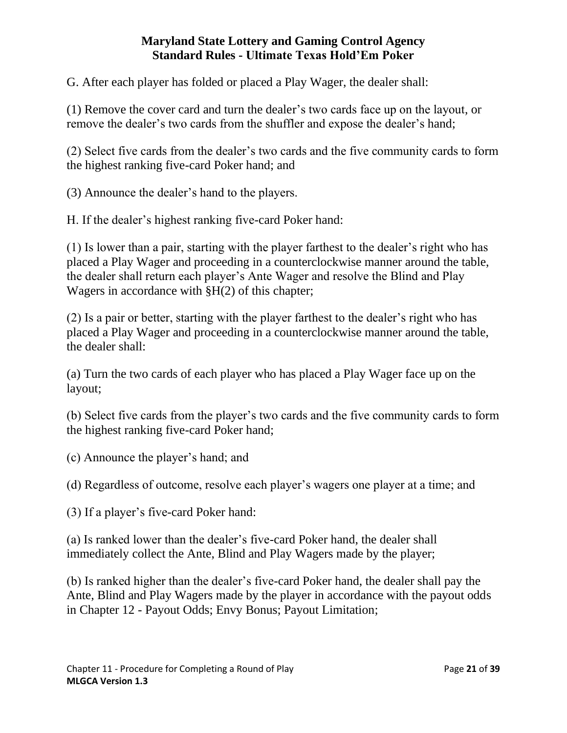G. After each player has folded or placed a Play Wager, the dealer shall:

(1) Remove the cover card and turn the dealer's two cards face up on the layout, or remove the dealer's two cards from the shuffler and expose the dealer's hand;

(2) Select five cards from the dealer's two cards and the five community cards to form the highest ranking five-card Poker hand; and

(3) Announce the dealer's hand to the players.

H. If the dealer's highest ranking five-card Poker hand:

(1) Is lower than a pair, starting with the player farthest to the dealer's right who has placed a Play Wager and proceeding in a counterclockwise manner around the table, the dealer shall return each player's Ante Wager and resolve the Blind and Play Wagers in accordance with §H(2) of this chapter;

(2) Is a pair or better, starting with the player farthest to the dealer's right who has placed a Play Wager and proceeding in a counterclockwise manner around the table, the dealer shall:

(a) Turn the two cards of each player who has placed a Play Wager face up on the layout;

(b) Select five cards from the player's two cards and the five community cards to form the highest ranking five-card Poker hand;

(c) Announce the player's hand; and

(d) Regardless of outcome, resolve each player's wagers one player at a time; and

(3) If a player's five-card Poker hand:

(a) Is ranked lower than the dealer's five-card Poker hand, the dealer shall immediately collect the Ante, Blind and Play Wagers made by the player;

(b) Is ranked higher than the dealer's five-card Poker hand, the dealer shall pay the Ante, Blind and Play Wagers made by the player in accordance with the payout odds in Chapter 12 - Payout Odds; Envy Bonus; Payout Limitation;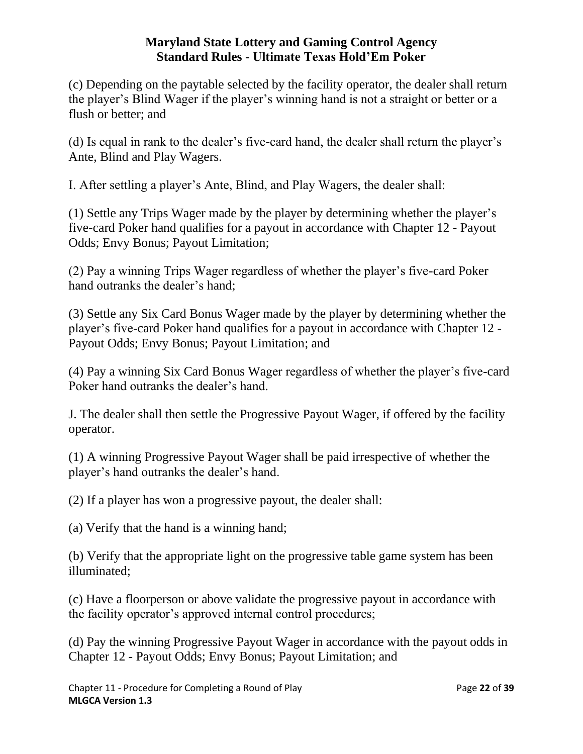(c) Depending on the paytable selected by the facility operator, the dealer shall return the player's Blind Wager if the player's winning hand is not a straight or better or a flush or better; and

(d) Is equal in rank to the dealer's five-card hand, the dealer shall return the player's Ante, Blind and Play Wagers.

I. After settling a player's Ante, Blind, and Play Wagers, the dealer shall:

(1) Settle any Trips Wager made by the player by determining whether the player's five-card Poker hand qualifies for a payout in accordance with Chapter 12 - Payout Odds; Envy Bonus; Payout Limitation;

(2) Pay a winning Trips Wager regardless of whether the player's five-card Poker hand outranks the dealer's hand;

(3) Settle any Six Card Bonus Wager made by the player by determining whether the player's five-card Poker hand qualifies for a payout in accordance with Chapter 12 - Payout Odds; Envy Bonus; Payout Limitation; and

(4) Pay a winning Six Card Bonus Wager regardless of whether the player's five-card Poker hand outranks the dealer's hand.

J. The dealer shall then settle the Progressive Payout Wager, if offered by the facility operator.

(1) A winning Progressive Payout Wager shall be paid irrespective of whether the player's hand outranks the dealer's hand.

(2) If a player has won a progressive payout, the dealer shall:

(a) Verify that the hand is a winning hand;

(b) Verify that the appropriate light on the progressive table game system has been illuminated;

(c) Have a floorperson or above validate the progressive payout in accordance with the facility operator's approved internal control procedures;

(d) Pay the winning Progressive Payout Wager in accordance with the payout odds in Chapter 12 - Payout Odds; Envy Bonus; Payout Limitation; and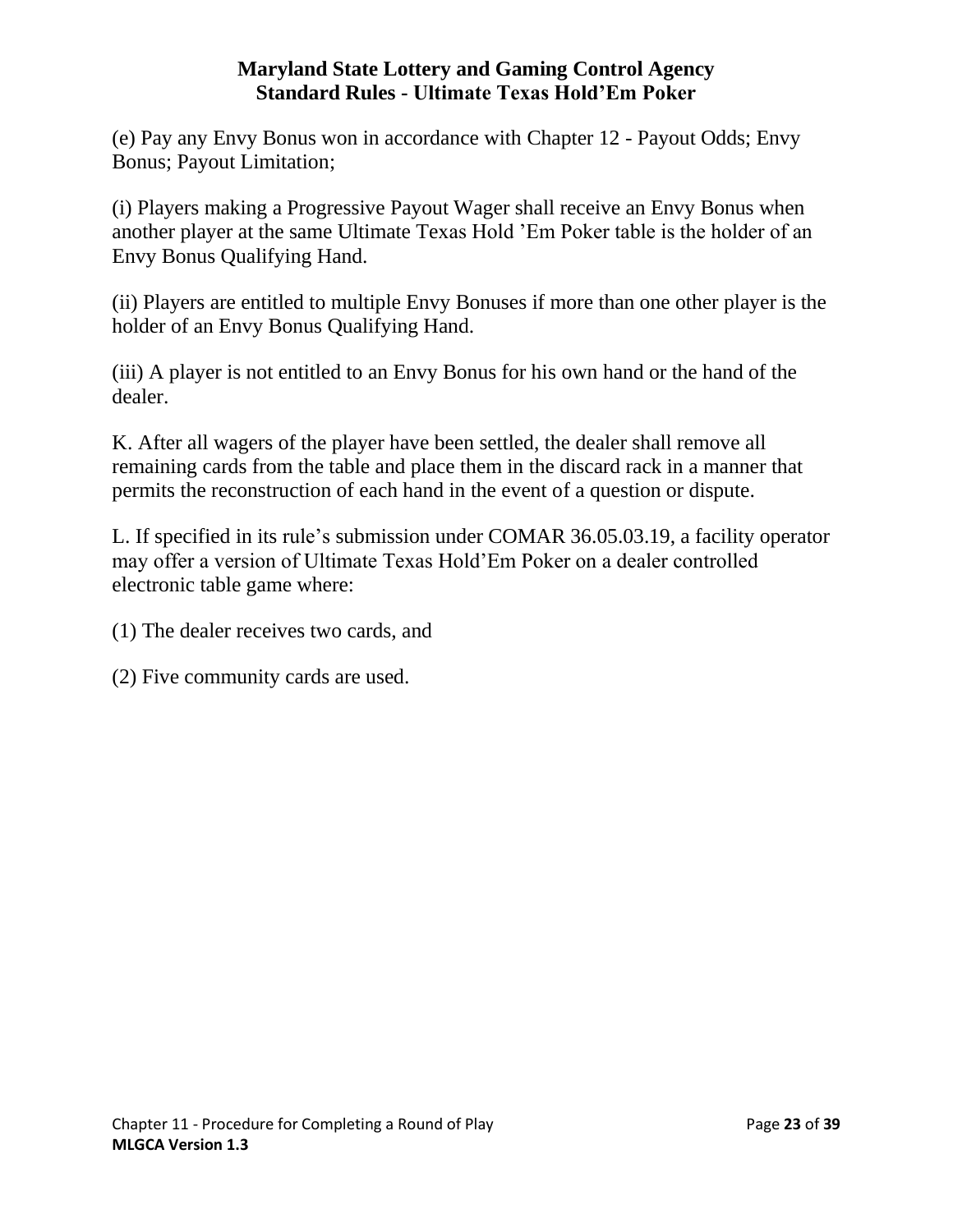(e) Pay any Envy Bonus won in accordance with Chapter 12 - Payout Odds; Envy Bonus; Payout Limitation;

(i) Players making a Progressive Payout Wager shall receive an Envy Bonus when another player at the same Ultimate Texas Hold ’Em Poker table is the holder of an Envy Bonus Qualifying Hand.

(ii) Players are entitled to multiple Envy Bonuses if more than one other player is the holder of an Envy Bonus Qualifying Hand.

(iii) A player is not entitled to an Envy Bonus for his own hand or the hand of the dealer.

K. After all wagers of the player have been settled, the dealer shall remove all remaining cards from the table and place them in the discard rack in a manner that permits the reconstruction of each hand in the event of a question or dispute.

L. If specified in its rule’s submission under COMAR 36.05.03.19, a facility operator may offer a version of Ultimate Texas Hold’Em Poker on a dealer controlled electronic table game where:

(1) The dealer receives two cards, and

(2) Five community cards are used.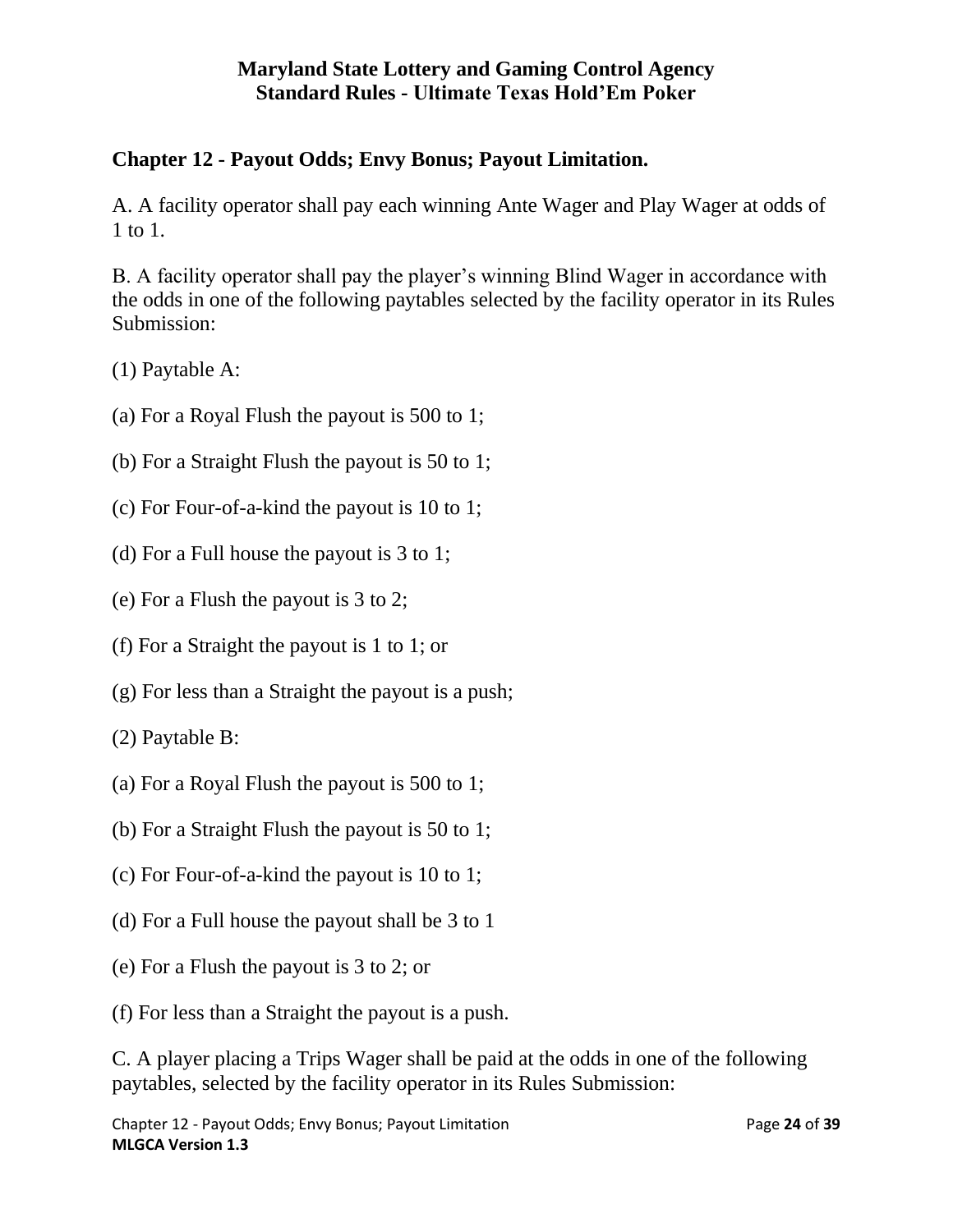## Chapter 12 - Payout Odds; Envy Bonus; Payout Limitation.

A. A facility operator shall pay each winning Ante Wager and Play Wager at odds of 1 to 1.

B. A facility operator shall pay the player's winning Blind Wager in accordance with the odds in one of the following paytables selected by the facility operator in its Rules Submission:

(1) Paytable A:

(a) For a Royal Flush the payout is 500 to 1;

(b) For a Straight Flush the payout is 50 to 1;

(c) For Four-of-a-kind the payout is 10 to 1;

(d) For a Full house the payout is 3 to 1;

(e) For a Flush the payout is 3 to 2;

(f) For a Straight the payout is 1 to 1; or

(g) For less than a Straight the payout is a push;

(2) Paytable B:

(a) For a Royal Flush the payout is 500 to 1;

(b) For a Straight Flush the payout is 50 to 1;

(c) For Four-of-a-kind the payout is 10 to 1;

(d) For a Full house the payout shall be 3 to 1

(e) For a Flush the payout is 3 to 2; or

(f) For less than a Straight the payout is a push.

C. A player placing a Trips Wager shall be paid at the odds in one of the following paytables, selected by the facility operator in its Rules Submission: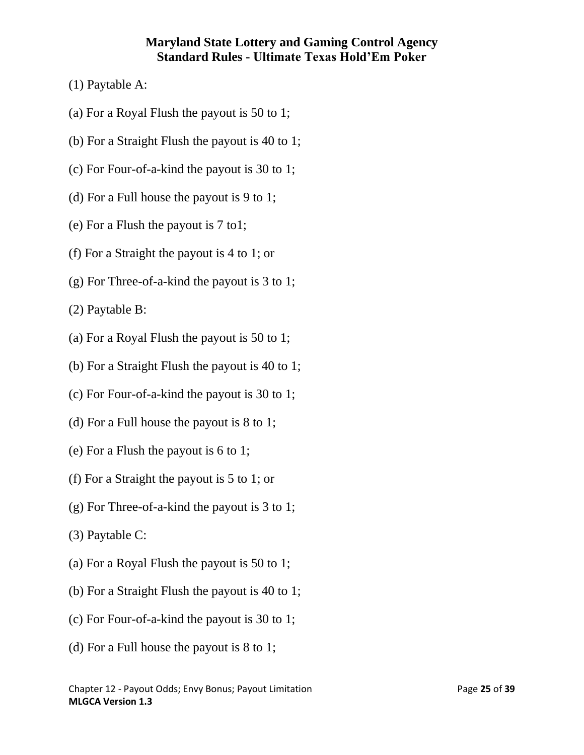(1) Paytable A:

(a) For a Royal Flush the payout is 50 to 1;

(b) For a Straight Flush the payout is 40 to 1;

(c) For Four-of-a-kind the payout is 30 to 1;

(d) For a Full house the payout is 9 to 1;

(e) For a Flush the payout is 7 to1;

(f) For a Straight the payout is 4 to 1; or

(g) For Three-of-a-kind the payout is 3 to 1;

(2) Paytable B:

(a) For a Royal Flush the payout is 50 to 1;

(b) For a Straight Flush the payout is 40 to 1;

(c) For Four-of-a-kind the payout is 30 to 1;

(d) For a Full house the payout is 8 to 1;

(e) For a Flush the payout is 6 to 1;

(f) For a Straight the payout is 5 to 1; or

(g) For Three-of-a-kind the payout is 3 to 1;

(3) Paytable C:

(a) For a Royal Flush the payout is 50 to 1;

(b) For a Straight Flush the payout is 40 to 1;

(c) For Four-of-a-kind the payout is 30 to 1;

(d) For a Full house the payout is 8 to 1;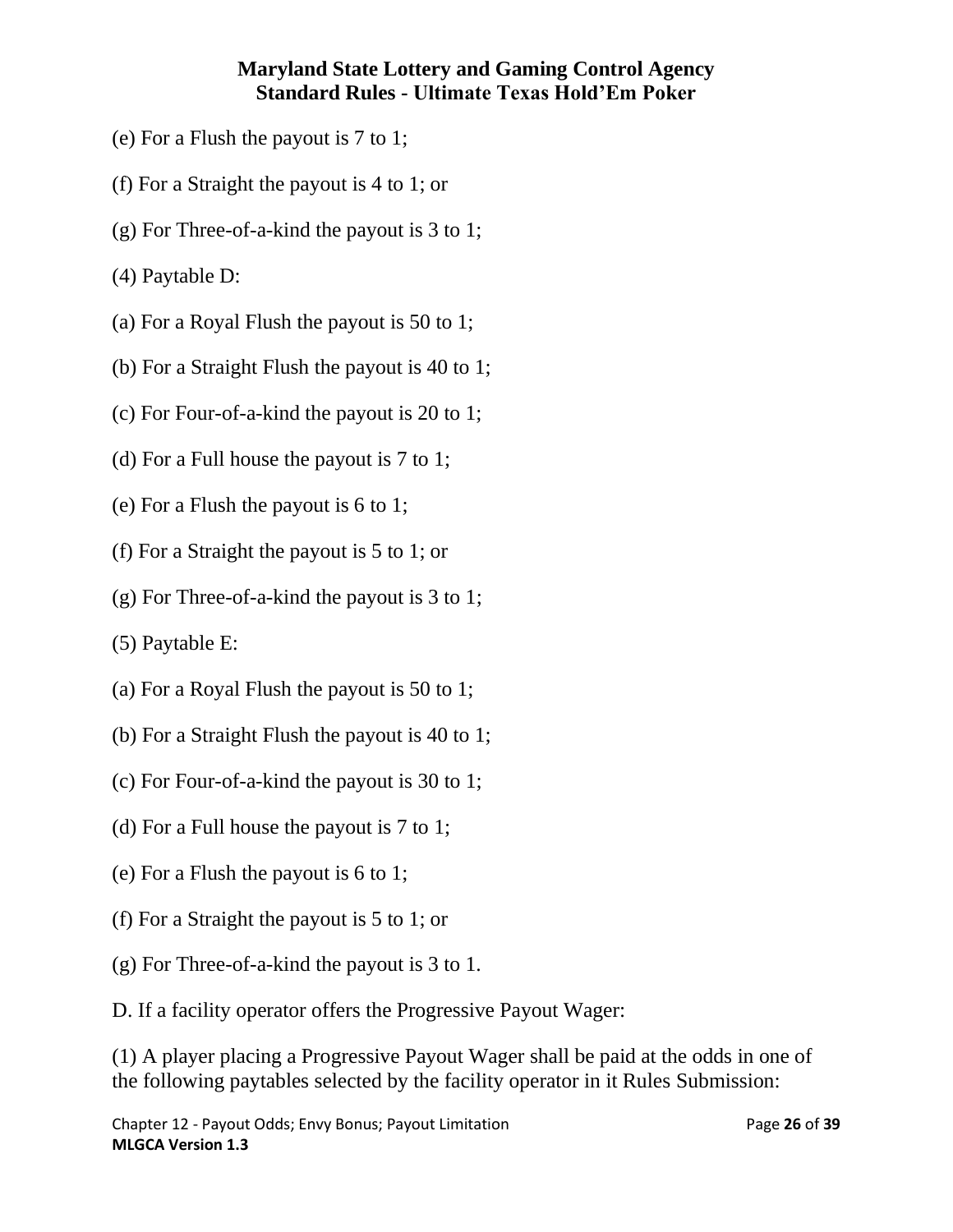(e) For a Flush the payout is 7 to 1;

(f) For a Straight the payout is 4 to 1; or

(g) For Three-of-a-kind the payout is 3 to 1;

(4) Paytable D:

(a) For a Royal Flush the payout is 50 to 1;

(b) For a Straight Flush the payout is 40 to 1;

(c) For Four-of-a-kind the payout is 20 to 1;

(d) For a Full house the payout is 7 to 1;

(e) For a Flush the payout is 6 to 1;

(f) For a Straight the payout is 5 to 1; or

(g) For Three-of-a-kind the payout is 3 to 1;

(5) Paytable E:

(a) For a Royal Flush the payout is 50 to 1;

(b) For a Straight Flush the payout is 40 to 1;

(c) For Four-of-a-kind the payout is 30 to 1;

(d) For a Full house the payout is 7 to 1;

(e) For a Flush the payout is 6 to 1;

(f) For a Straight the payout is 5 to 1; or

(g) For Three-of-a-kind the payout is 3 to 1.

D. If a facility operator offers the Progressive Payout Wager:

(1) A player placing a Progressive Payout Wager shall be paid at the odds in one of the following paytables selected by the facility operator in it Rules Submission: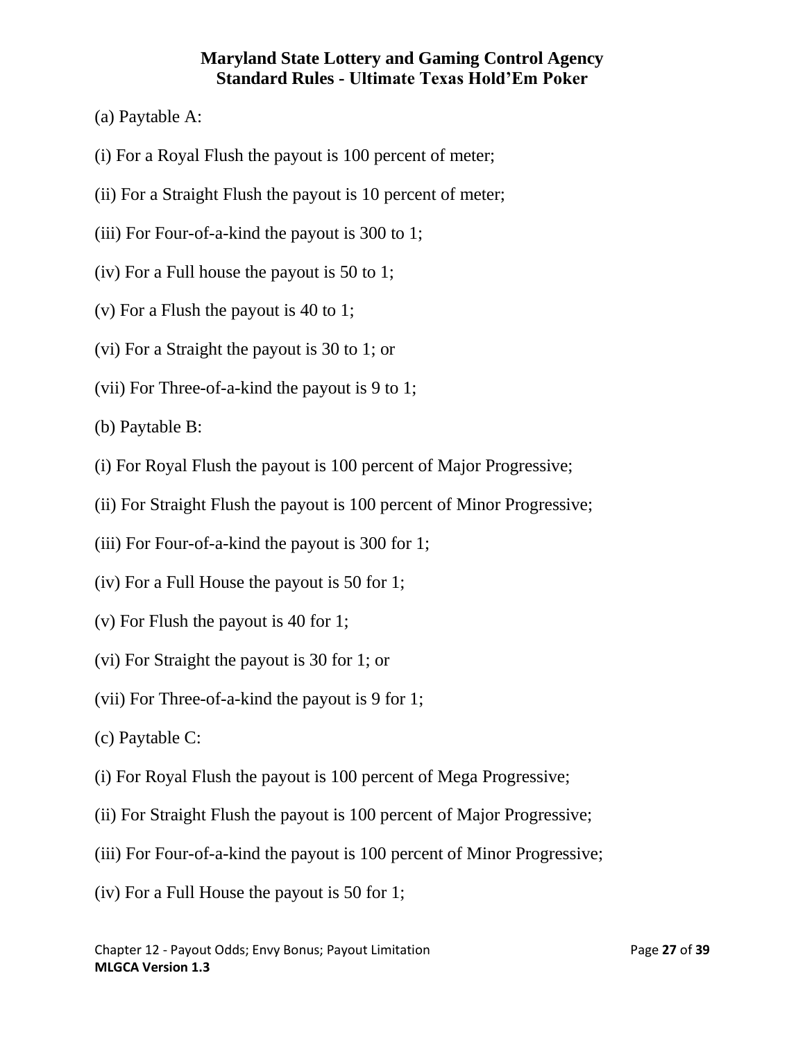(a) Paytable A:

(i) For a Royal Flush the payout is 100 percent of meter;

(ii) For a Straight Flush the payout is 10 percent of meter;

(iii) For Four-of-a-kind the payout is 300 to 1;

(iv) For a Full house the payout is 50 to 1;

(v) For a Flush the payout is 40 to 1;

(vi) For a Straight the payout is 30 to 1; or

(vii) For Three-of-a-kind the payout is 9 to 1;

(b) Paytable B:

(i) For Royal Flush the payout is 100 percent of Major Progressive;

(ii) For Straight Flush the payout is 100 percent of Minor Progressive;

(iii) For Four-of-a-kind the payout is 300 for 1;

(iv) For a Full House the payout is 50 for 1;

(v) For Flush the payout is 40 for 1;

(vi) For Straight the payout is 30 for 1; or

(vii) For Three-of-a-kind the payout is 9 for 1;

(c) Paytable C:

(i) For Royal Flush the payout is 100 percent of Mega Progressive;

(ii) For Straight Flush the payout is 100 percent of Major Progressive;

(iii) For Four-of-a-kind the payout is 100 percent of Minor Progressive;

(iv) For a Full House the payout is 50 for 1;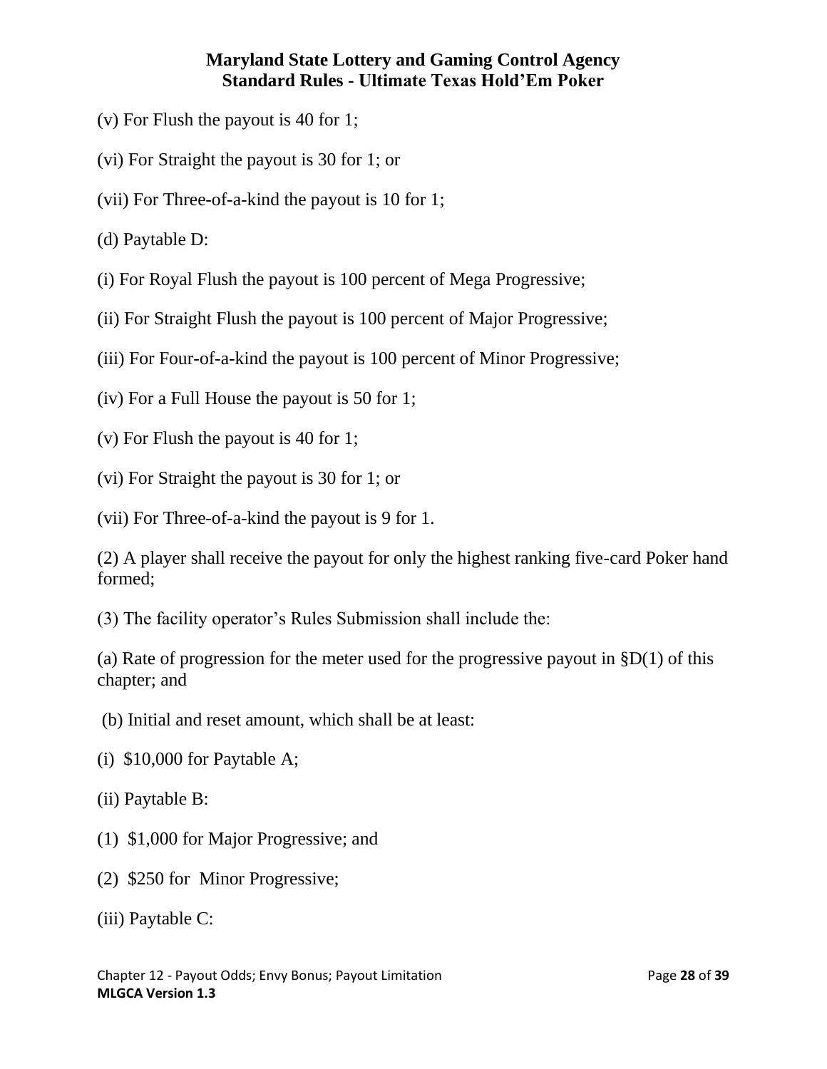(v) For Flush the payout is 40 for 1;

(vi) For Straight the payout is 30 for 1; or

(vii) For Three-of-a-kind the payout is 10 for 1;

(d) Paytable D:

(i) For Royal Flush the payout is 100 percent of Mega Progressive;

(ii) For Straight Flush the payout is 100 percent of Major Progressive;

(iii) For Four-of-a-kind the payout is 100 percent of Minor Progressive;

(iv) For a Full House the payout is 50 for 1;

(v) For Flush the payout is 40 for 1;

(vi) For Straight the payout is 30 for 1; or

(vii) For Three-of-a-kind the payout is 9 for 1.

(2) A player shall receive the payout for only the highest ranking five-card Poker hand formed;

(3) The facility operator's Rules Submission shall include the:

(a) Rate of progression for the meter used for the progressive payout in §D(1) of this chapter; and

(b) Initial and reset amount, which shall be at least:

(i) $10,000 for Paytable A;

(ii) Paytable B:

(1) $1,000 for Major Progressive; and

(2) $250 for Minor Progressive;

(iii) Paytable C: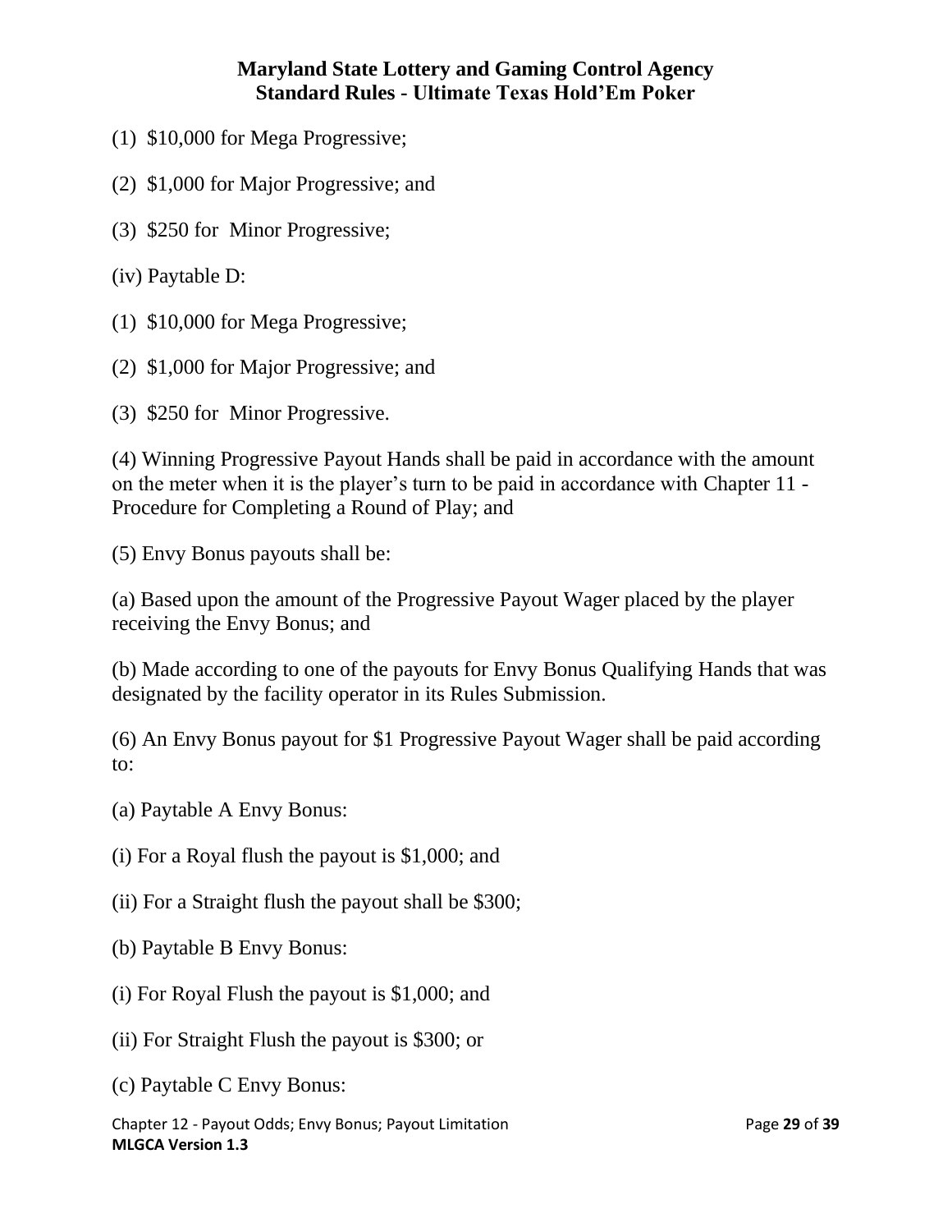(1) $10,000 for Mega Progressive;

(2) $1,000 for Major Progressive; and

(3) $250 for Minor Progressive;

(iv) Paytable D:

(1) $10,000 for Mega Progressive;

(2) $1,000 for Major Progressive; and

(3) $250 for Minor Progressive.

(4) Winning Progressive Payout Hands shall be paid in accordance with the amount on the meter when it is the player's turn to be paid in accordance with Chapter 11 - Procedure for Completing a Round of Play; and

(5) Envy Bonus payouts shall be:

(a) Based upon the amount of the Progressive Payout Wager placed by the player receiving the Envy Bonus; and

(b) Made according to one of the payouts for Envy Bonus Qualifying Hands that was designated by the facility operator in its Rules Submission.

(6) An Envy Bonus payout for $1 Progressive Payout Wager shall be paid according to:

(a) Paytable A Envy Bonus:

(i) For a Royal flush the payout is $1,000; and

(ii) For a Straight flush the payout shall be $300;

(b) Paytable B Envy Bonus:

(i) For Royal Flush the payout is $1,000; and

(ii) For Straight Flush the payout is $300; or

(c) Paytable C Envy Bonus: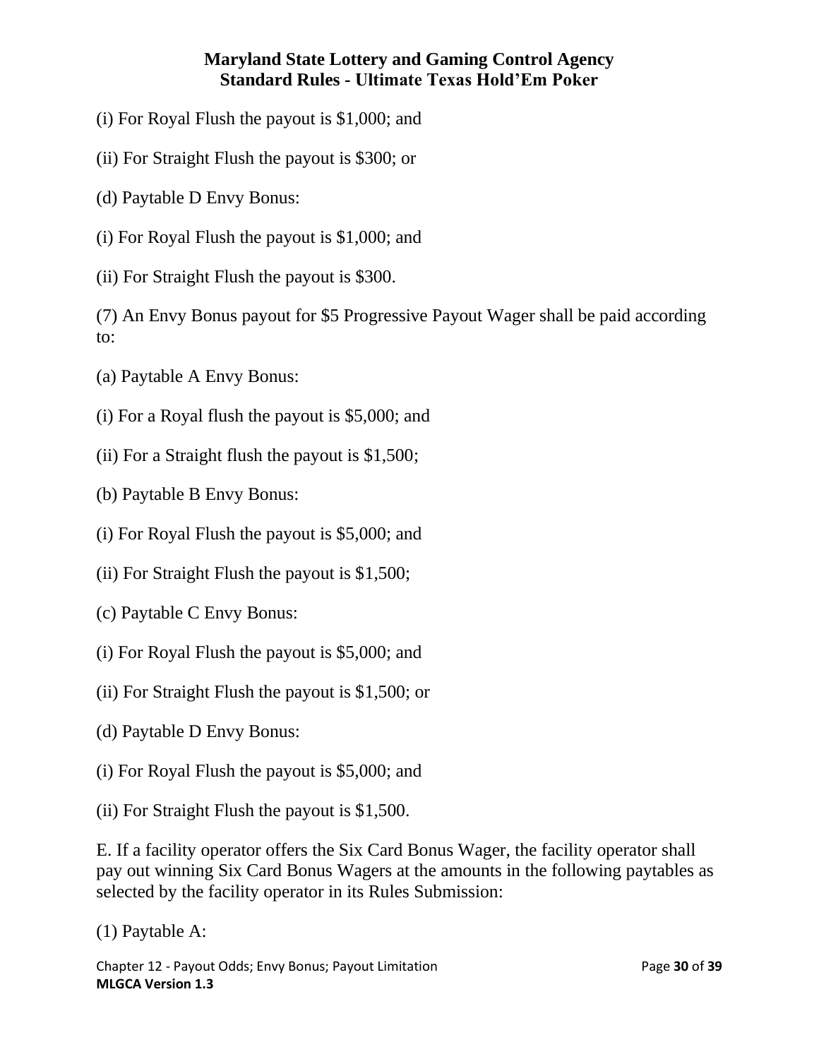(i) For Royal Flush the payout is $1,000; and

(ii) For Straight Flush the payout is $300; or

(d) Paytable D Envy Bonus:

(i) For Royal Flush the payout is $1,000; and

(ii) For Straight Flush the payout is $300.

(7) An Envy Bonus payout for $5 Progressive Payout Wager shall be paid according to:

(a) Paytable A Envy Bonus:

(i) For a Royal flush the payout is $5,000; and

(ii) For a Straight flush the payout is $1,500;

(b) Paytable B Envy Bonus:

(i) For Royal Flush the payout is $5,000; and

(ii) For Straight Flush the payout is $1,500;

(c) Paytable C Envy Bonus:

(i) For Royal Flush the payout is $5,000; and

(ii) For Straight Flush the payout is $1,500; or

(d) Paytable D Envy Bonus:

(i) For Royal Flush the payout is $5,000; and

(ii) For Straight Flush the payout is $1,500.

E. If a facility operator offers the Six Card Bonus Wager, the facility operator shall pay out winning Six Card Bonus Wagers at the amounts in the following paytables as selected by the facility operator in its Rules Submission:

(1) Paytable A: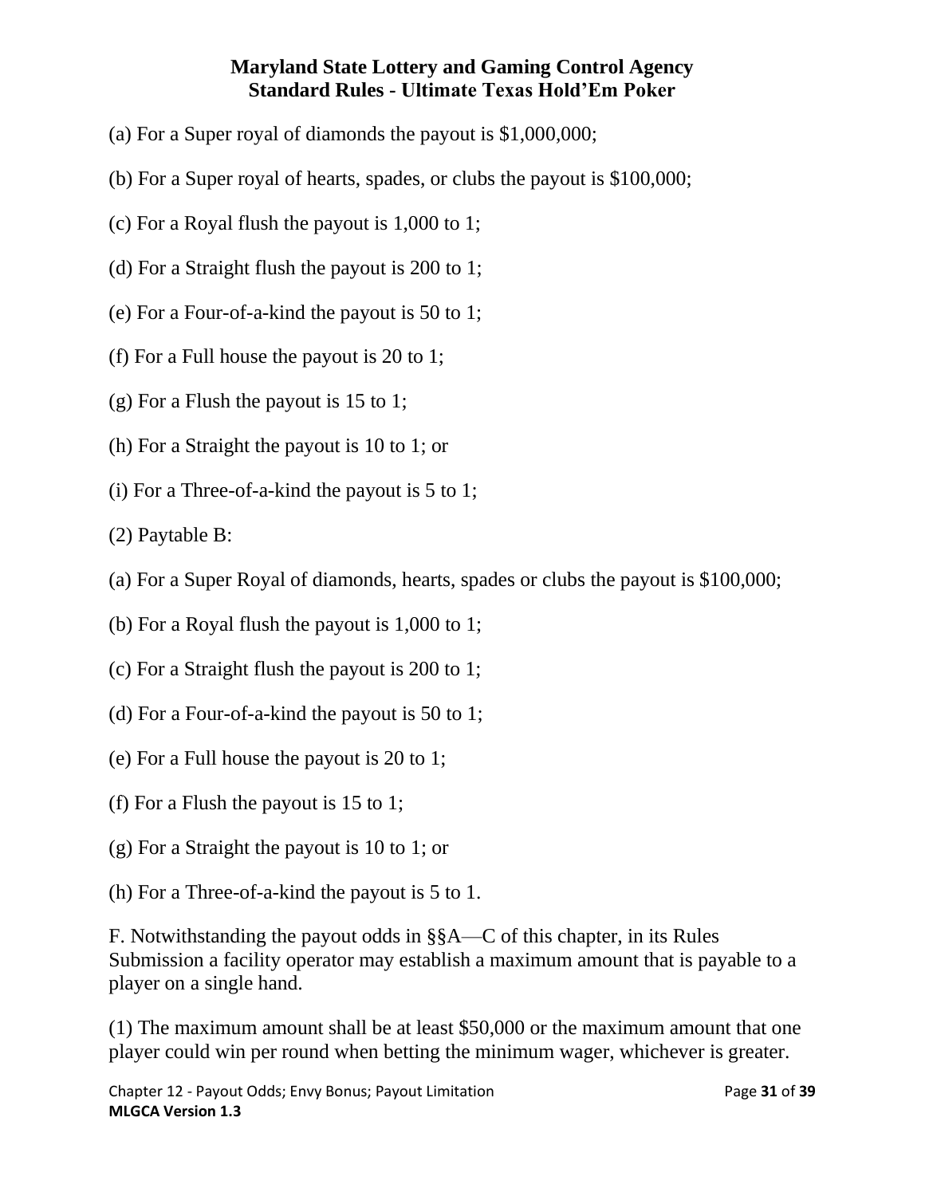(a) For a Super royal of diamonds the payout is $1,000,000;

(b) For a Super royal of hearts, spades, or clubs the payout is $100,000;

(c) For a Royal flush the payout is 1,000 to 1;

(d) For a Straight flush the payout is 200 to 1;

(e) For a Four-of-a-kind the payout is 50 to 1;

(f) For a Full house the payout is 20 to 1;

(g) For a Flush the payout is 15 to 1;

(h) For a Straight the payout is 10 to 1; or

(i) For a Three-of-a-kind the payout is 5 to 1;

(2) Paytable B:

(a) For a Super Royal of diamonds, hearts, spades or clubs the payout is $100,000;

(b) For a Royal flush the payout is 1,000 to 1;

(c) For a Straight flush the payout is 200 to 1;

(d) For a Four-of-a-kind the payout is 50 to 1;

(e) For a Full house the payout is 20 to 1;

(f) For a Flush the payout is 15 to 1;

(g) For a Straight the payout is 10 to 1; or

(h) For a Three-of-a-kind the payout is 5 to 1.

F. Notwithstanding the payout odds in §§A—C of this chapter, in its Rules Submission a facility operator may establish a maximum amount that is payable to a player on a single hand.

(1) The maximum amount shall be at least $50,000 or the maximum amount that one player could win per round when betting the minimum wager, whichever is greater.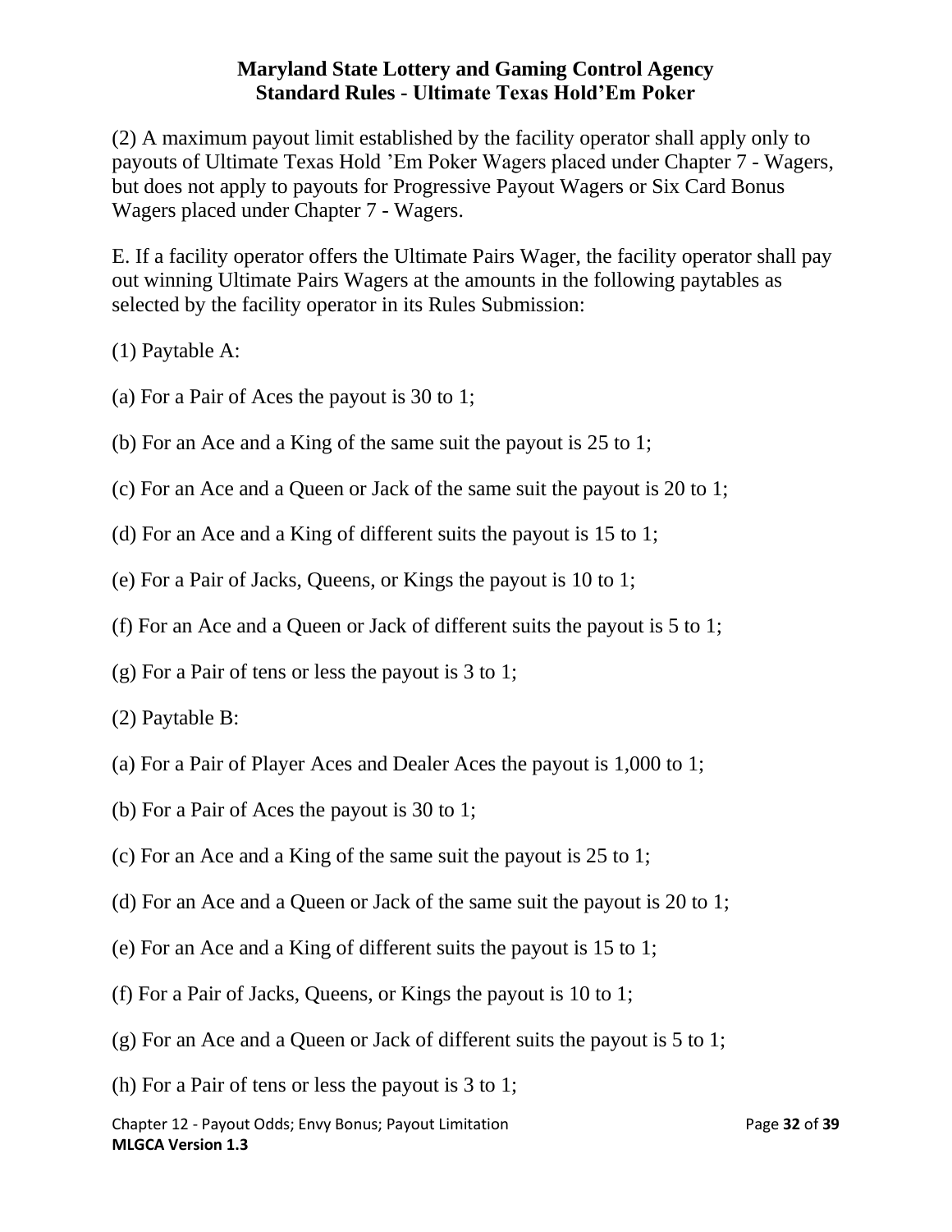(2) A maximum payout limit established by the facility operator shall apply only to payouts of Ultimate Texas Hold 'Em Poker Wagers placed under Chapter 7 - Wagers, but does not apply to payouts for Progressive Payout Wagers or Six Card Bonus Wagers placed under Chapter 7 - Wagers.

E. If a facility operator offers the Ultimate Pairs Wager, the facility operator shall pay out winning Ultimate Pairs Wagers at the amounts in the following paytables as selected by the facility operator in its Rules Submission:

(1) Paytable A:

(a) For a Pair of Aces the payout is 30 to 1;

(b) For an Ace and a King of the same suit the payout is 25 to 1;

(c) For an Ace and a Queen or Jack of the same suit the payout is 20 to 1;

(d) For an Ace and a King of different suits the payout is 15 to 1;

(e) For a Pair of Jacks, Queens, or Kings the payout is 10 to 1;

(f) For an Ace and a Queen or Jack of different suits the payout is 5 to 1;

(g) For a Pair of tens or less the payout is 3 to 1;

(2) Paytable B:

(a) For a Pair of Player Aces and Dealer Aces the payout is 1,000 to 1;

(b) For a Pair of Aces the payout is 30 to 1;

(c) For an Ace and a King of the same suit the payout is 25 to 1;

(d) For an Ace and a Queen or Jack of the same suit the payout is 20 to 1;

(e) For an Ace and a King of different suits the payout is 15 to 1;

(f) For a Pair of Jacks, Queens, or Kings the payout is 10 to 1;

(g) For an Ace and a Queen or Jack of different suits the payout is 5 to 1;

(h) For a Pair of tens or less the payout is 3 to 1;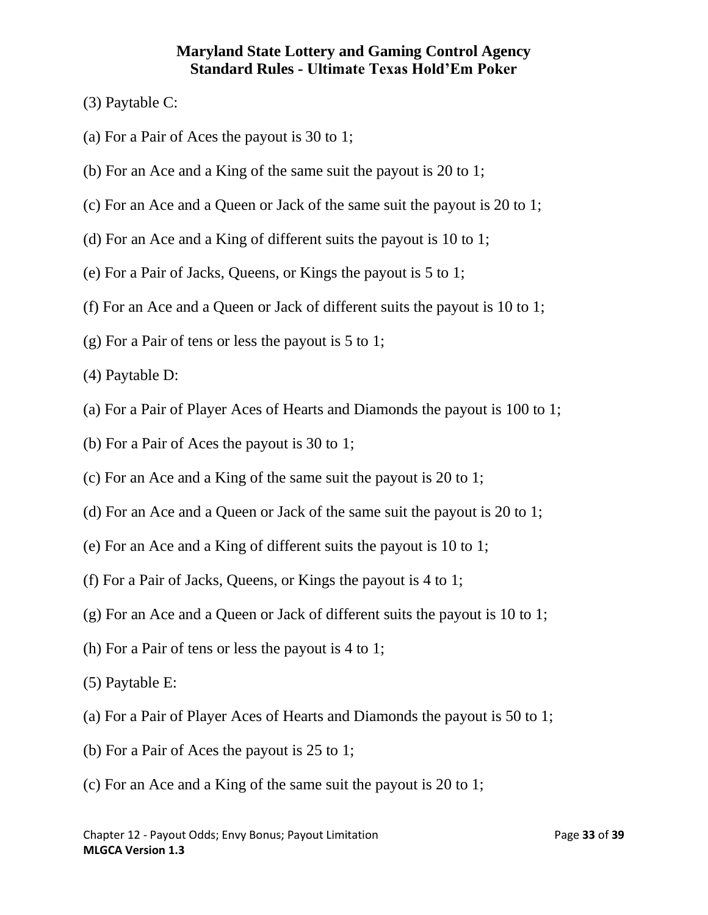(3) Paytable C:

(a) For a Pair of Aces the payout is 30 to 1;

(b) For an Ace and a King of the same suit the payout is 20 to 1;

(c) For an Ace and a Queen or Jack of the same suit the payout is 20 to 1;

(d) For an Ace and a King of different suits the payout is 10 to 1;

(e) For a Pair of Jacks, Queens, or Kings the payout is 5 to 1;

(f) For an Ace and a Queen or Jack of different suits the payout is 10 to 1;

(g) For a Pair of tens or less the payout is 5 to 1;

(4) Paytable D:

(a) For a Pair of Player Aces of Hearts and Diamonds the payout is 100 to 1;

(b) For a Pair of Aces the payout is 30 to 1;

(c) For an Ace and a King of the same suit the payout is 20 to 1;

(d) For an Ace and a Queen or Jack of the same suit the payout is 20 to 1;

(e) For an Ace and a King of different suits the payout is 10 to 1;

(f) For a Pair of Jacks, Queens, or Kings the payout is 4 to 1;

(g) For an Ace and a Queen or Jack of different suits the payout is 10 to 1;

(h) For a Pair of tens or less the payout is 4 to 1;

(5) Paytable E:

(a) For a Pair of Player Aces of Hearts and Diamonds the payout is 50 to 1;

(b) For a Pair of Aces the payout is 25 to 1;

(c) For an Ace and a King of the same suit the payout is 20 to 1;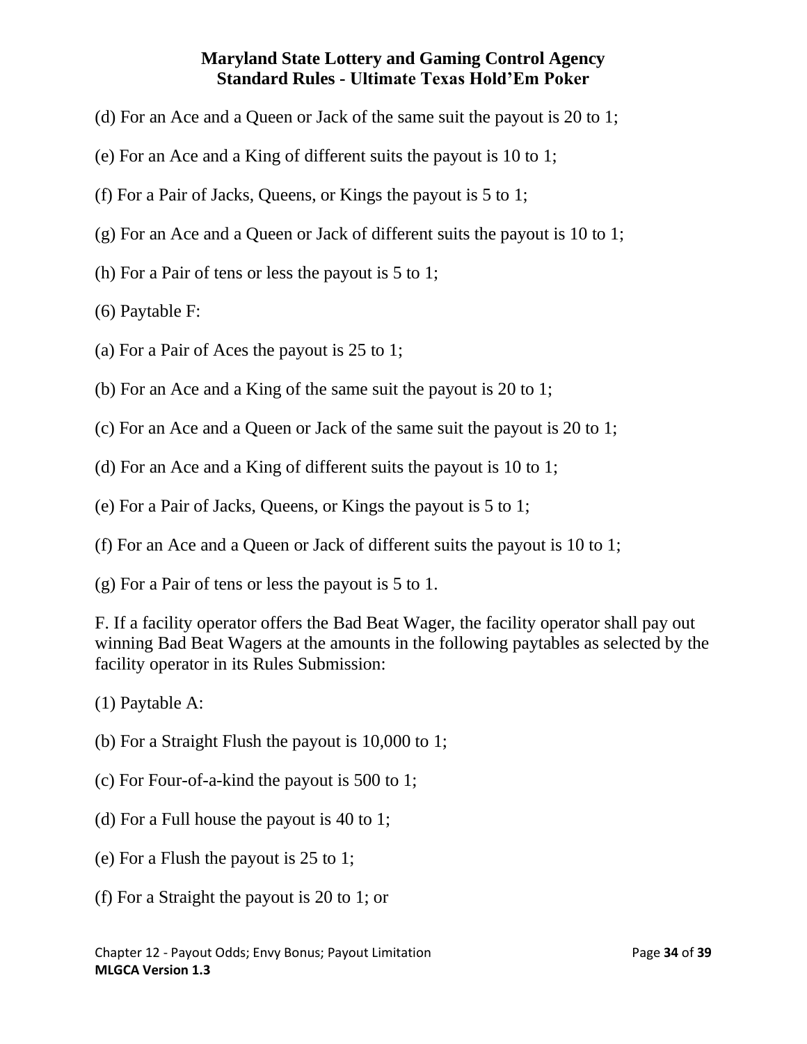(d) For an Ace and a Queen or Jack of the same suit the payout is 20 to 1;

(e) For an Ace and a King of different suits the payout is 10 to 1;

(f) For a Pair of Jacks, Queens, or Kings the payout is 5 to 1;

(g) For an Ace and a Queen or Jack of different suits the payout is 10 to 1;

(h) For a Pair of tens or less the payout is 5 to 1;

(6) Paytable F:

(a) For a Pair of Aces the payout is 25 to 1;

(b) For an Ace and a King of the same suit the payout is 20 to 1;

(c) For an Ace and a Queen or Jack of the same suit the payout is 20 to 1;

(d) For an Ace and a King of different suits the payout is 10 to 1;

(e) For a Pair of Jacks, Queens, or Kings the payout is 5 to 1;

(f) For an Ace and a Queen or Jack of different suits the payout is 10 to 1;

(g) For a Pair of tens or less the payout is 5 to 1.

F. If a facility operator offers the Bad Beat Wager, the facility operator shall pay out winning Bad Beat Wagers at the amounts in the following paytables as selected by the facility operator in its Rules Submission:

(1) Paytable A:

(b) For a Straight Flush the payout is 10,000 to 1;

(c) For Four-of-a-kind the payout is 500 to 1;

(d) For a Full house the payout is 40 to 1;

(e) For a Flush the payout is 25 to 1;

(f) For a Straight the payout is 20 to 1; or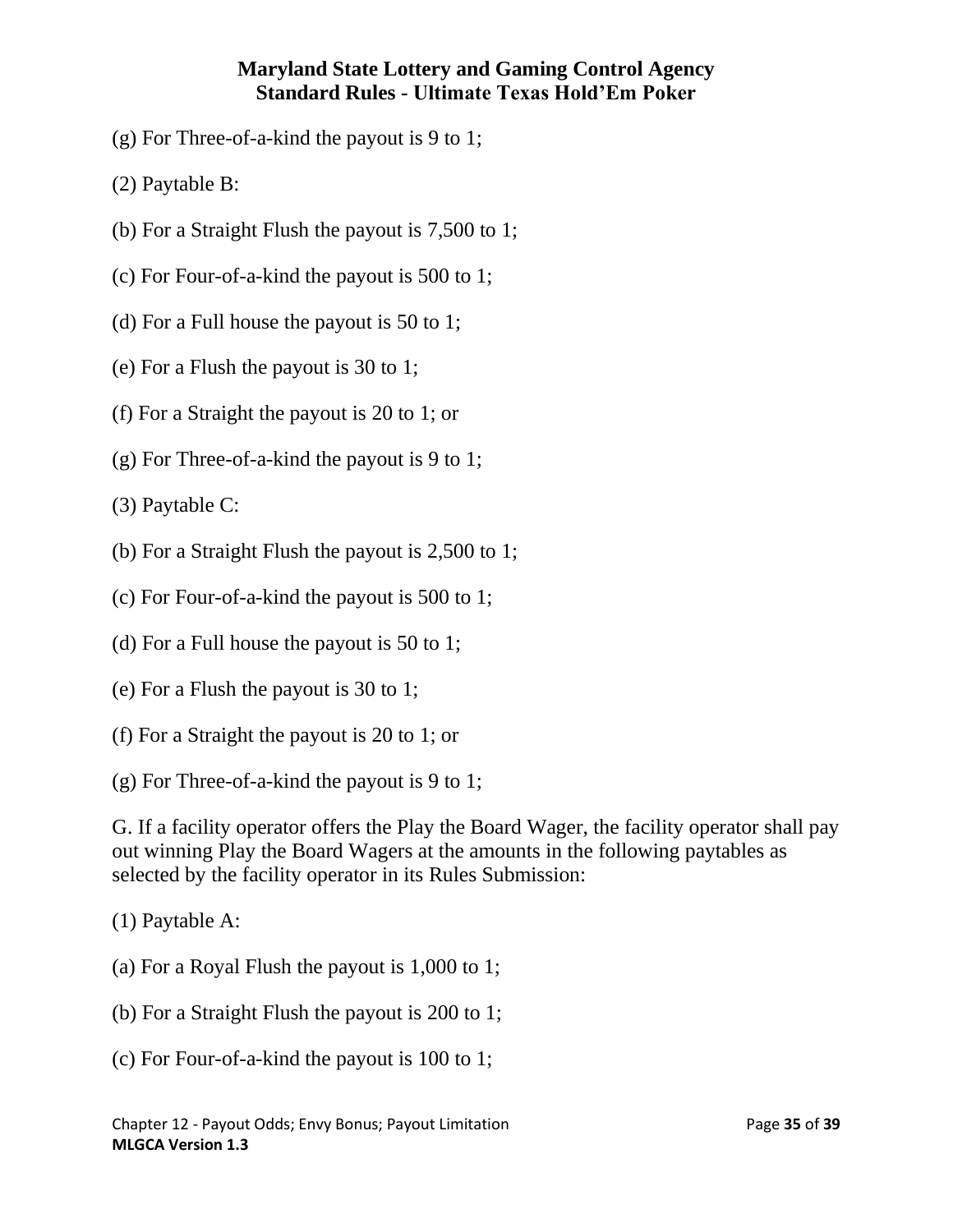(g) For Three-of-a-kind the payout is 9 to 1;

(2) Paytable B:

(b) For a Straight Flush the payout is 7,500 to 1;

(c) For Four-of-a-kind the payout is 500 to 1;

(d) For a Full house the payout is 50 to 1;

(e) For a Flush the payout is 30 to 1;

(f) For a Straight the payout is 20 to 1; or

(g) For Three-of-a-kind the payout is 9 to 1;

(3) Paytable C:

(b) For a Straight Flush the payout is 2,500 to 1;

(c) For Four-of-a-kind the payout is 500 to 1;

(d) For a Full house the payout is 50 to 1;

(e) For a Flush the payout is 30 to 1;

(f) For a Straight the payout is 20 to 1; or

(g) For Three-of-a-kind the payout is 9 to 1;

G. If a facility operator offers the Play the Board Wager, the facility operator shall pay out winning Play the Board Wagers at the amounts in the following paytables as selected by the facility operator in its Rules Submission:

(1) Paytable A:

(a) For a Royal Flush the payout is 1,000 to 1;

(b) For a Straight Flush the payout is 200 to 1;

(c) For Four-of-a-kind the payout is 100 to 1;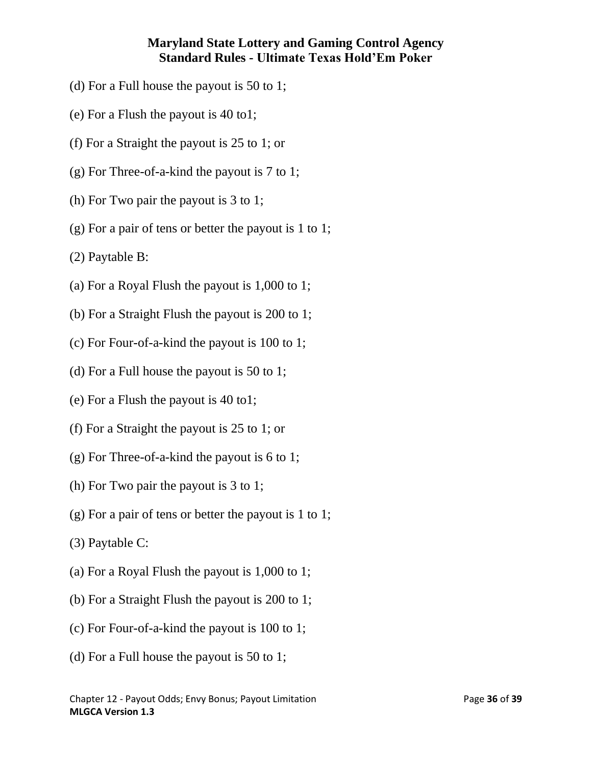(d) For a Full house the payout is 50 to 1;

(e) For a Flush the payout is 40 to1;

(f) For a Straight the payout is 25 to 1; or

(g) For Three-of-a-kind the payout is 7 to 1;

(h) For Two pair the payout is 3 to 1;

(g) For a pair of tens or better the payout is 1 to 1;

(2) Paytable B:

(a) For a Royal Flush the payout is 1,000 to 1;

(b) For a Straight Flush the payout is 200 to 1;

(c) For Four-of-a-kind the payout is 100 to 1;

(d) For a Full house the payout is 50 to 1;

(e) For a Flush the payout is 40 to1;

(f) For a Straight the payout is 25 to 1; or

(g) For Three-of-a-kind the payout is 6 to 1;

(h) For Two pair the payout is 3 to 1;

(g) For a pair of tens or better the payout is 1 to 1;

(3) Paytable C:

(a) For a Royal Flush the payout is 1,000 to 1;

(b) For a Straight Flush the payout is 200 to 1;

(c) For Four-of-a-kind the payout is 100 to 1;

(d) For a Full house the payout is 50 to 1;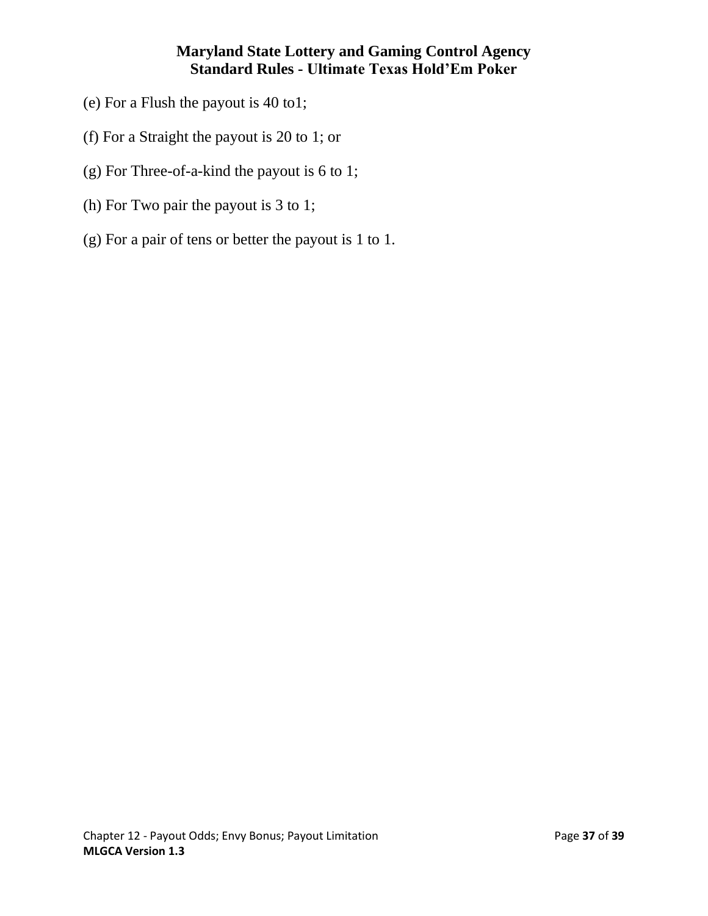(e) For a Flush the payout is 40 to1;

(f) For a Straight the payout is 20 to 1; or

(g) For Three-of-a-kind the payout is 6 to 1;

(h) For Two pair the payout is 3 to 1;

(g) For a pair of tens or better the payout is 1 to 1.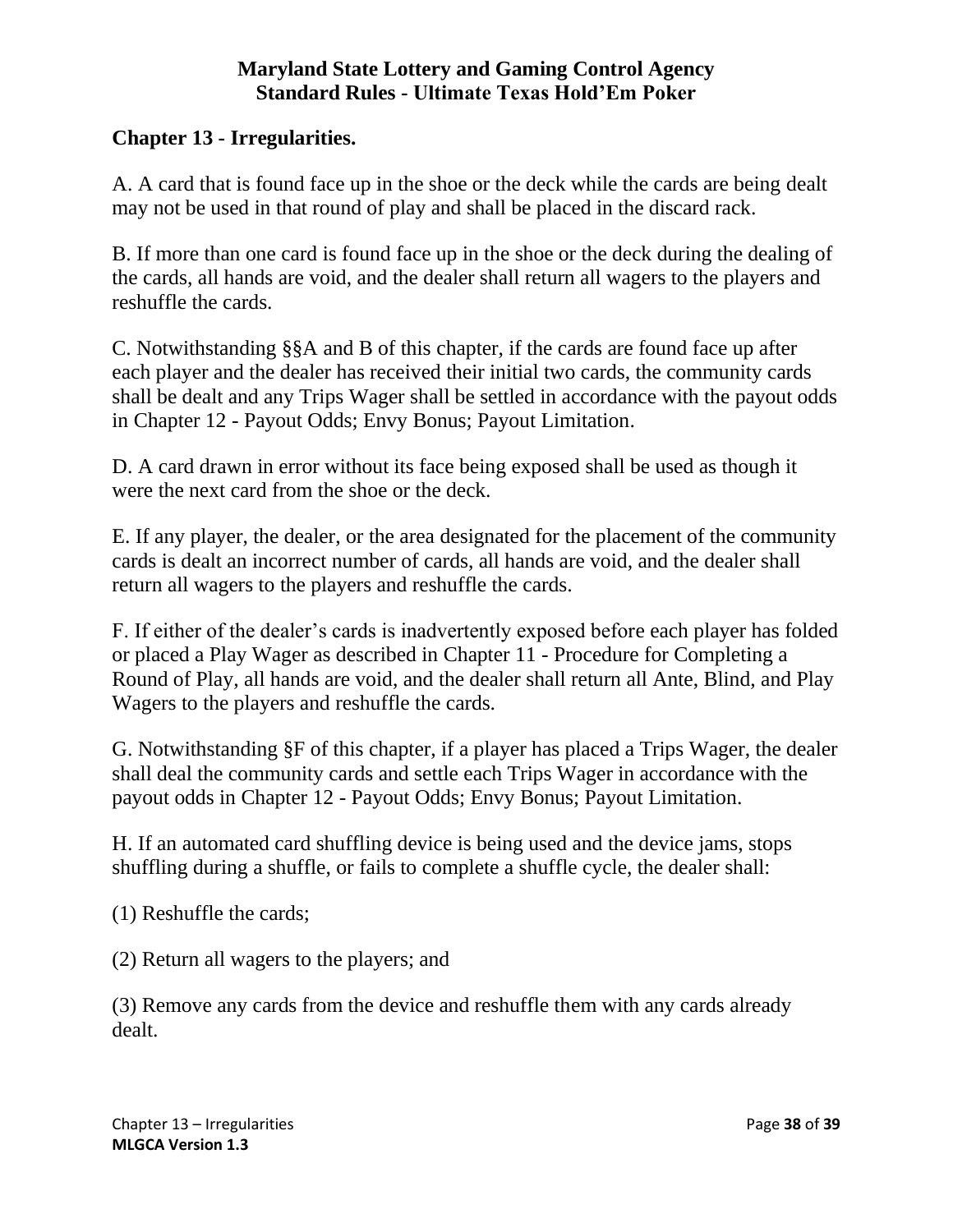# Maryland State Lottery and Gaming Control Agency
# Standard Rules - Ultimate Texas Hold'Em Poker

## Chapter 13 - Irregularities.

A. A card that is found face up in the shoe or the deck while the cards are being dealt may not be used in that round of play and shall be placed in the discard rack.

B. If more than one card is found face up in the shoe or the deck during the dealing of the cards, all hands are void, and the dealer shall return all wagers to the players and reshuffle the cards.

C. Notwithstanding §§A and B of this chapter, if the cards are found face up after each player and the dealer has received their initial two cards, the community cards shall be dealt and any Trips Wager shall be settled in accordance with the payout odds in Chapter 12 - Payout Odds; Envy Bonus; Payout Limitation.

D. A card drawn in error without its face being exposed shall be used as though it were the next card from the shoe or the deck.

E. If any player, the dealer, or the area designated for the placement of the community cards is dealt an incorrect number of cards, all hands are void, and the dealer shall return all wagers to the players and reshuffle the cards.

F. If either of the dealer's cards is inadvertently exposed before each player has folded or placed a Play Wager as described in Chapter 11 - Procedure for Completing a Round of Play, all hands are void, and the dealer shall return all Ante, Blind, and Play Wagers to the players and reshuffle the cards.

G. Notwithstanding §F of this chapter, if a player has placed a Trips Wager, the dealer shall deal the community cards and settle each Trips Wager in accordance with the payout odds in Chapter 12 - Payout Odds; Envy Bonus; Payout Limitation.

H. If an automated card shuffling device is being used and the device jams, stops shuffling during a shuffle, or fails to complete a shuffle cycle, the dealer shall:

(1) Reshuffle the cards;

(2) Return all wagers to the players; and

(3) Remove any cards from the device and reshuffle them with any cards already dealt.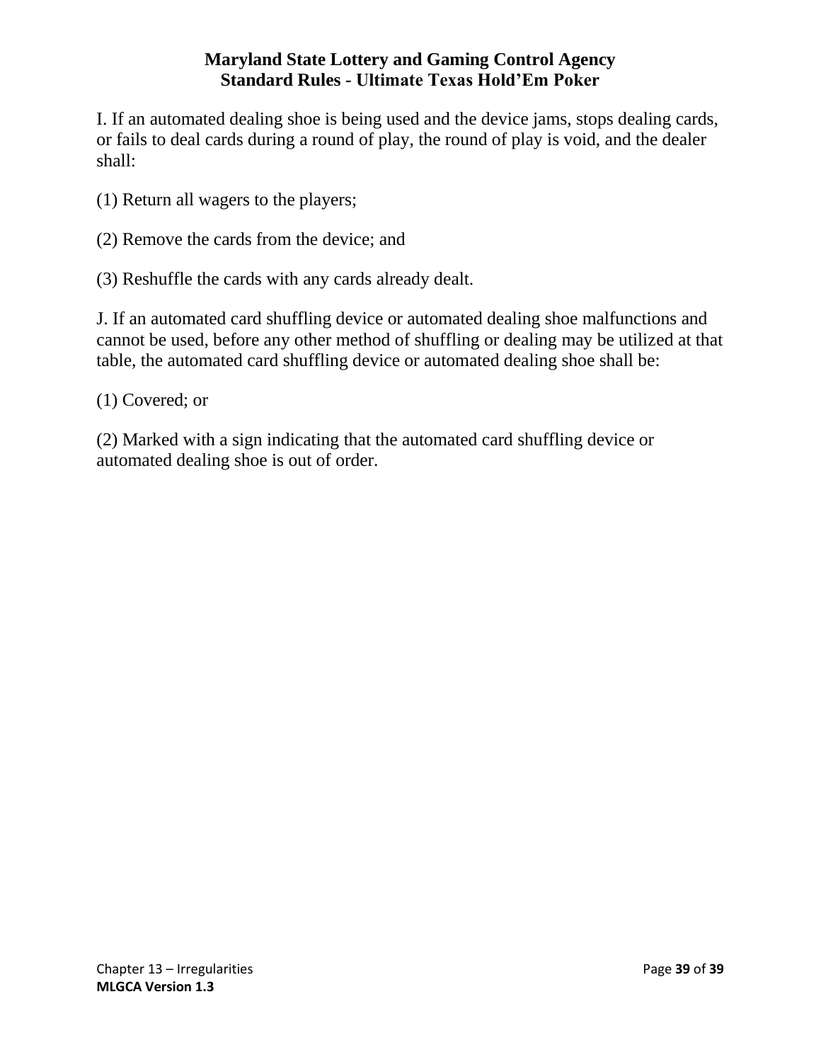I. If an automated dealing shoe is being used and the device jams, stops dealing cards, or fails to deal cards during a round of play, the round of play is void, and the dealer shall:

(1) Return all wagers to the players;

(2) Remove the cards from the device; and

(3) Reshuffle the cards with any cards already dealt.

J. If an automated card shuffling device or automated dealing shoe malfunctions and cannot be used, before any other method of shuffling or dealing may be utilized at that table, the automated card shuffling device or automated dealing shoe shall be:

(1) Covered; or

(2) Marked with a sign indicating that the automated card shuffling device or automated dealing shoe is out of order.